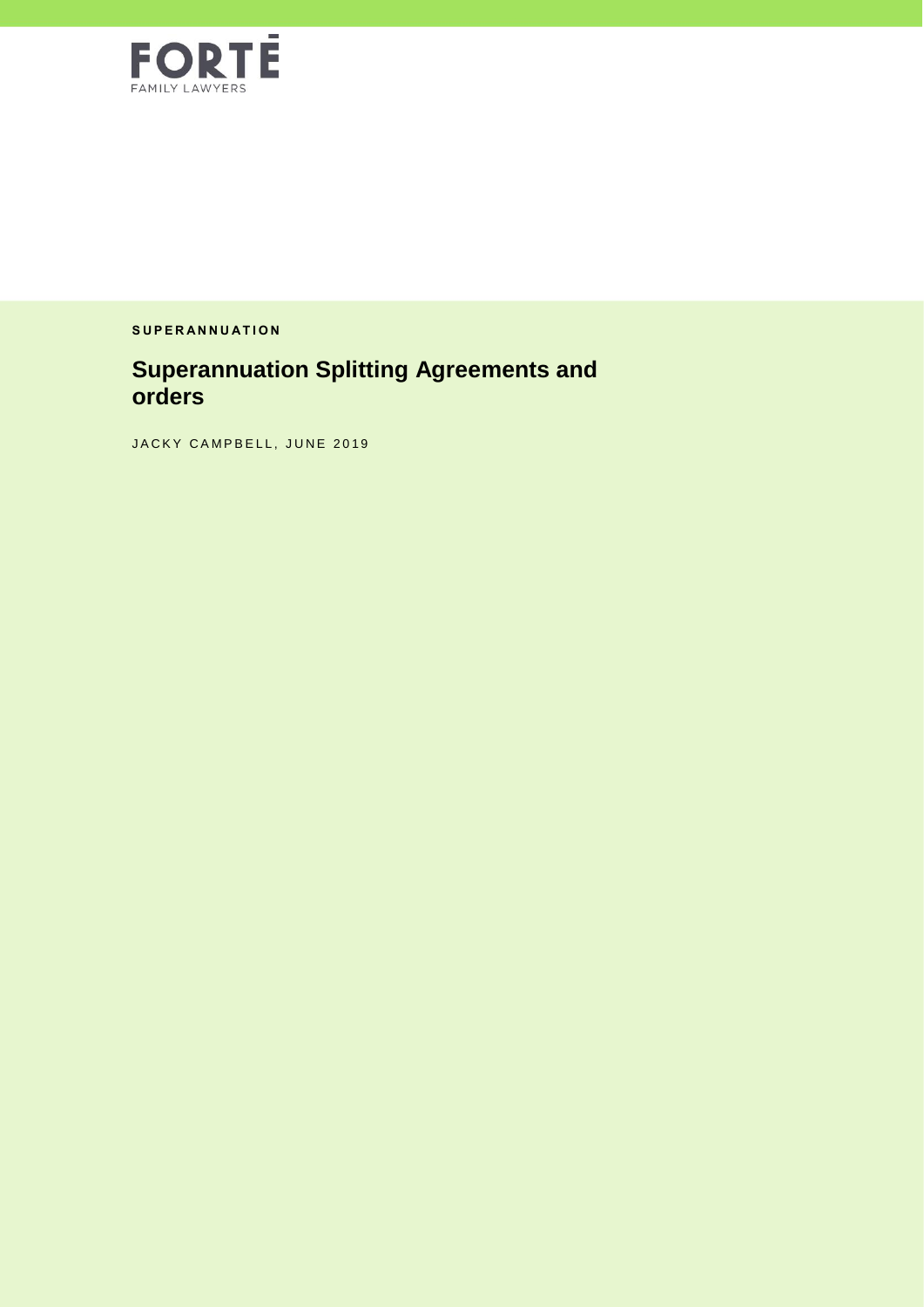FORTĒ

FAMILY LAWYERS

**SUPERANNUATION**

# Superannuation Splitting Agreements and orders

JACKY CAMPBELL, JUNE 2019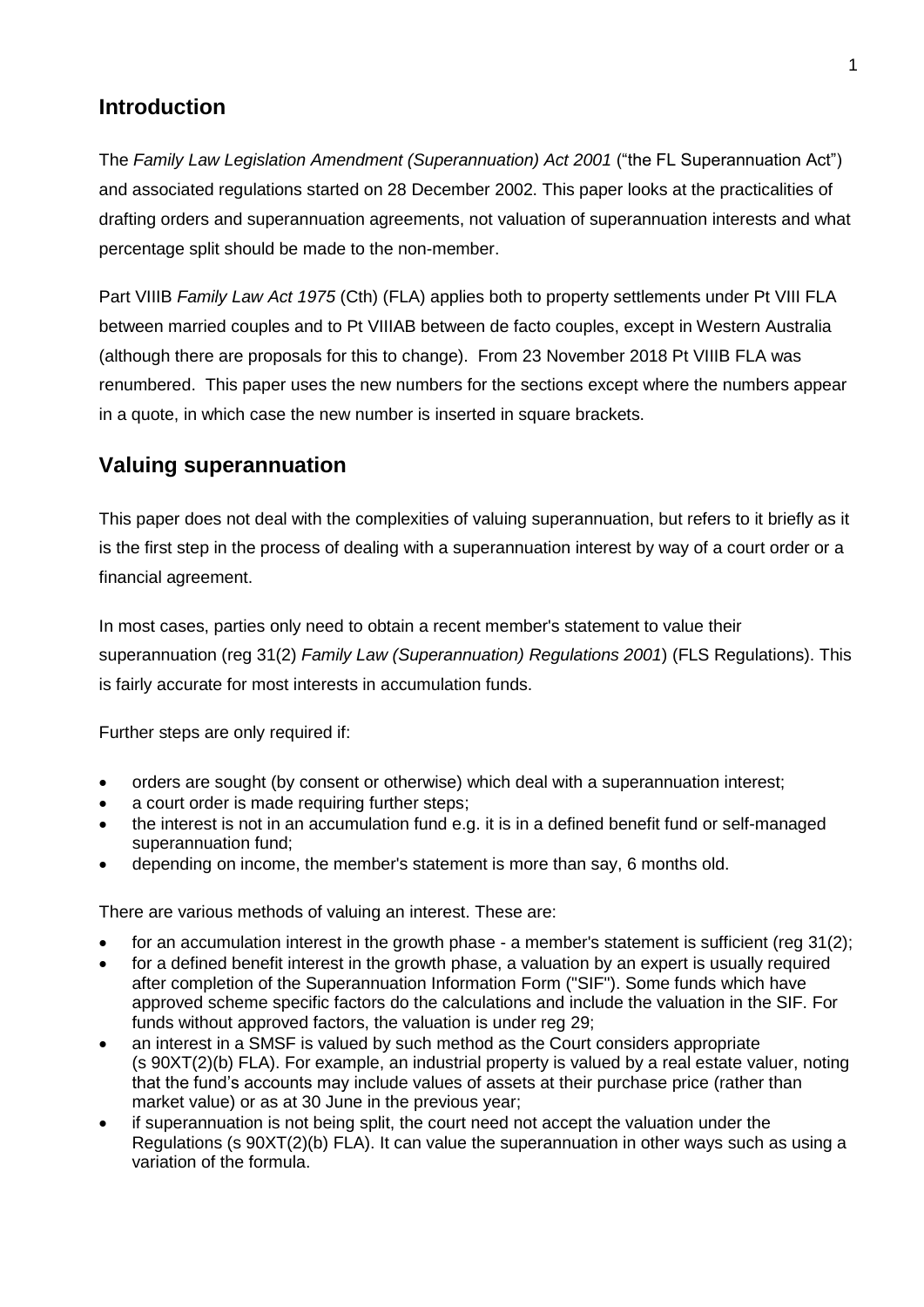## Introduction

The *Family Law Legislation Amendment (Superannuation) Act 2001* ("the FL Superannuation Act") and associated regulations started on 28 December 2002. This paper looks at the practicalities of drafting orders and superannuation agreements, not valuation of superannuation interests and what percentage split should be made to the non-member.

Part VIIIB *Family Law Act 1975* (Cth) (FLA) applies both to property settlements under Pt VIII FLA between married couples and to Pt VIIIAB between de facto couples, except in Western Australia (although there are proposals for this to change). From 23 November 2018 Pt VIIIB FLA was renumbered. This paper uses the new numbers for the sections except where the numbers appear in a quote, in which case the new number is inserted in square brackets.

## Valuing superannuation

This paper does not deal with the complexities of valuing superannuation, but refers to it briefly as it is the first step in the process of dealing with a superannuation interest by way of a court order or a financial agreement.

In most cases, parties only need to obtain a recent member's statement to value their superannuation (reg 31(2) *Family Law (Superannuation) Regulations 2001*) (FLS Regulations). This is fairly accurate for most interests in accumulation funds.

Further steps are only required if:

- orders are sought (by consent or otherwise) which deal with a superannuation interest;
- a court order is made requiring further steps;
- the interest is not in an accumulation fund e.g. it is in a defined benefit fund or self-managed superannuation fund;
- depending on income, the member's statement is more than say, 6 months old.

There are various methods of valuing an interest. These are:

- for an accumulation interest in the growth phase - a member's statement is sufficient (reg 31(2);
- for a defined benefit interest in the growth phase, a valuation by an expert is usually required after completion of the Superannuation Information Form ("SIF"). Some funds which have approved scheme specific factors do the calculations and include the valuation in the SIF. For funds without approved factors, the valuation is under reg 29;
- an interest in a SMSF is valued by such method as the Court considers appropriate (s 90XT(2)(b) FLA). For example, an industrial property is valued by a real estate valuer, noting that the fund's accounts may include values of assets at their purchase price (rather than market value) or as at 30 June in the previous year;
- if superannuation is not being split, the court need not accept the valuation under the Regulations (s 90XT(2)(b) FLA). It can value the superannuation in other ways such as using a variation of the formula.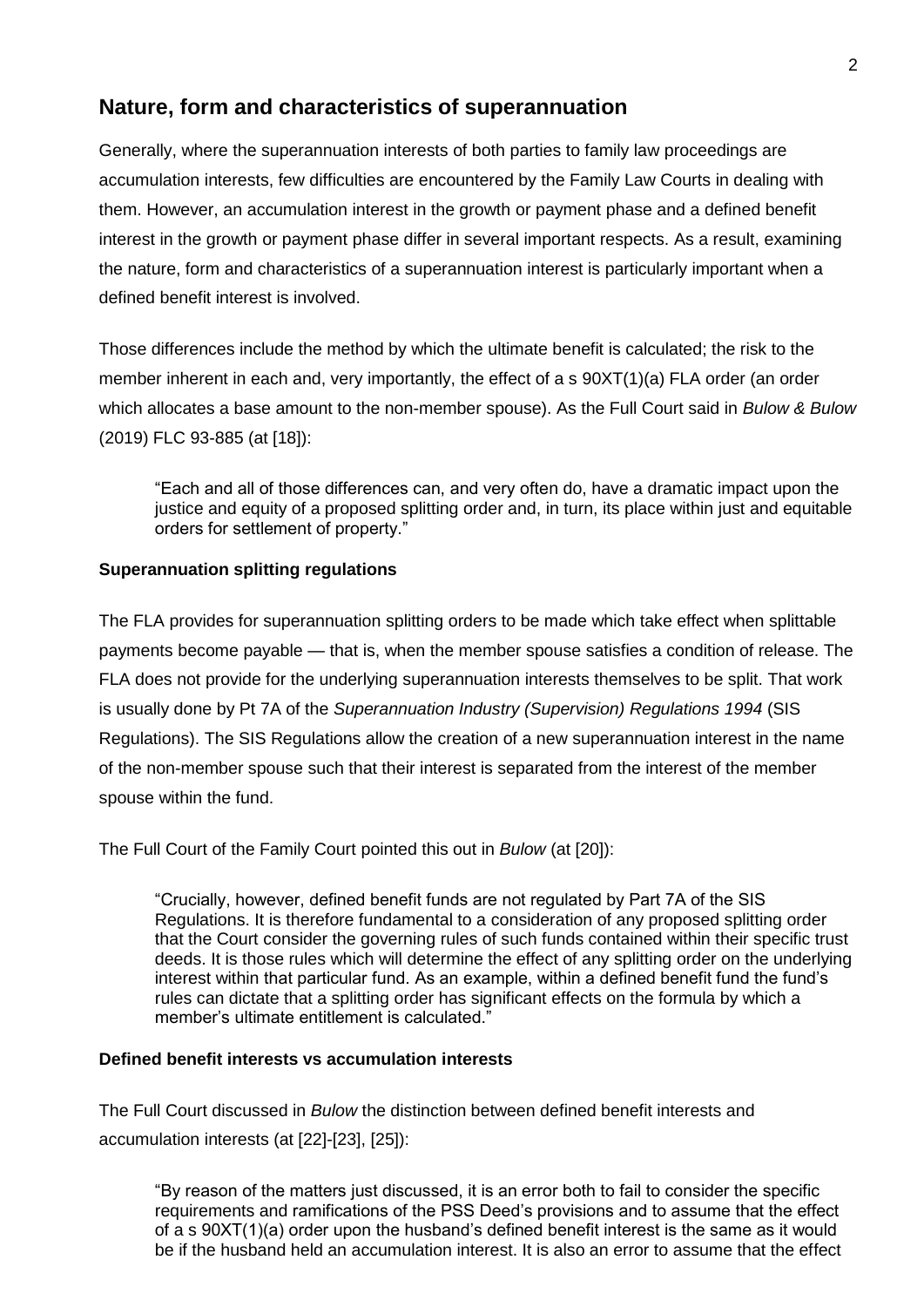## Nature, form and characteristics of superannuation

Generally, where the superannuation interests of both parties to family law proceedings are accumulation interests, few difficulties are encountered by the Family Law Courts in dealing with them. However, an accumulation interest in the growth or payment phase and a defined benefit interest in the growth or payment phase differ in several important respects. As a result, examining the nature, form and characteristics of a superannuation interest is particularly important when a defined benefit interest is involved.

Those differences include the method by which the ultimate benefit is calculated; the risk to the member inherent in each and, very importantly, the effect of a s 90XT(1)(a) FLA order (an order which allocates a base amount to the non-member spouse). As the Full Court said in *Bulow & Bulow* (2019) FLC 93-885 (at [18]):

> "Each and all of those differences can, and very often do, have a dramatic impact upon the justice and equity of a proposed splitting order and, in turn, its place within just and equitable orders for settlement of property."

### Superannuation splitting regulations

The FLA provides for superannuation splitting orders to be made which take effect when splittable payments become payable — that is, when the member spouse satisfies a condition of release. The FLA does not provide for the underlying superannuation interests themselves to be split. That work is usually done by Pt 7A of the *Superannuation Industry (Supervision) Regulations 1994* (SIS Regulations). The SIS Regulations allow the creation of a new superannuation interest in the name of the non-member spouse such that their interest is separated from the interest of the member spouse within the fund.

The Full Court of the Family Court pointed this out in *Bulow* (at [20]):

> "Crucially, however, defined benefit funds are not regulated by Part 7A of the SIS Regulations. It is therefore fundamental to a consideration of any proposed splitting order that the Court consider the governing rules of such funds contained within their specific trust deeds. It is those rules which will determine the effect of any splitting order on the underlying interest within that particular fund. As an example, within a defined benefit fund the fund's rules can dictate that a splitting order has significant effects on the formula by which a member's ultimate entitlement is calculated."

### Defined benefit interests vs accumulation interests

The Full Court discussed in *Bulow* the distinction between defined benefit interests and accumulation interests (at [22]-[23], [25]):

> "By reason of the matters just discussed, it is an error both to fail to consider the specific requirements and ramifications of the PSS Deed's provisions and to assume that the effect of a s 90XT(1)(a) order upon the husband's defined benefit interest is the same as it would be if the husband held an accumulation interest. It is also an error to assume that the effect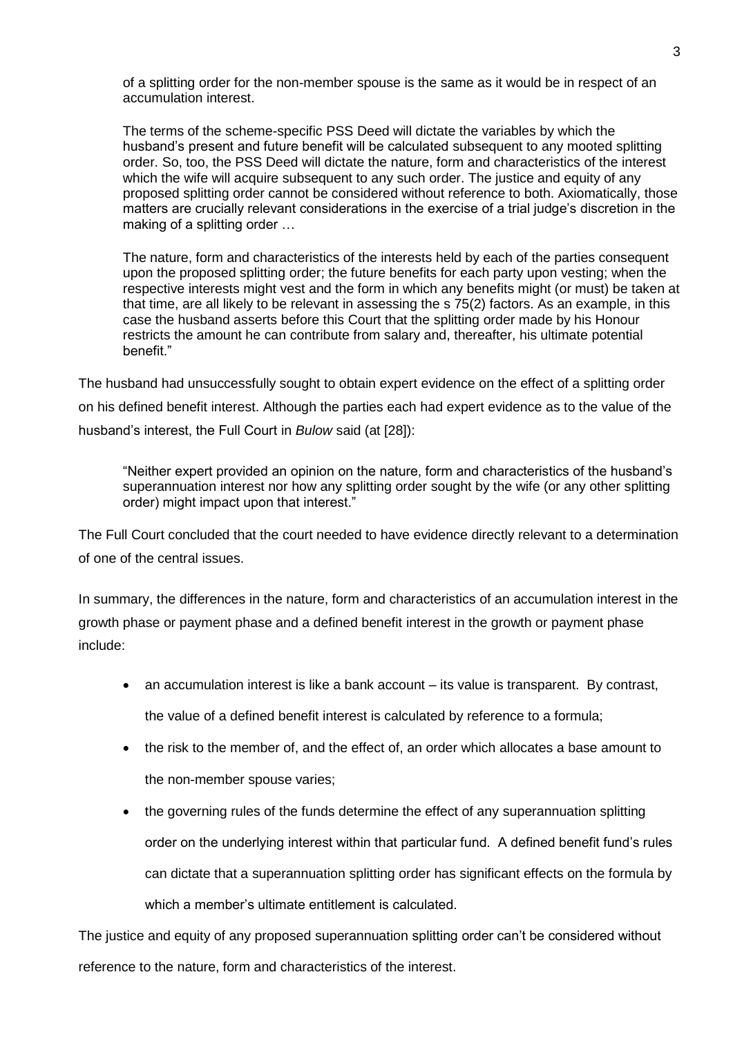> of a splitting order for the non-member spouse is the same as it would be in respect of an accumulation interest.
>
> The terms of the scheme-specific PSS Deed will dictate the variables by which the husband's present and future benefit will be calculated subsequent to any mooted splitting order. So, too, the PSS Deed will dictate the nature, form and characteristics of the interest which the wife will acquire subsequent to any such order. The justice and equity of any proposed splitting order cannot be considered without reference to both. Axiomatically, those matters are crucially relevant considerations in the exercise of a trial judge's discretion in the making of a splitting order …
>
> The nature, form and characteristics of the interests held by each of the parties consequent upon the proposed splitting order; the future benefits for each party upon vesting; when the respective interests might vest and the form in which any benefits might (or must) be taken at that time, are all likely to be relevant in assessing the s 75(2) factors. As an example, in this case the husband asserts before this Court that the splitting order made by his Honour restricts the amount he can contribute from salary and, thereafter, his ultimate potential benefit."

The husband had unsuccessfully sought to obtain expert evidence on the effect of a splitting order on his defined benefit interest. Although the parties each had expert evidence as to the value of the husband's interest, the Full Court in *Bulow* said (at [28]):

> "Neither expert provided an opinion on the nature, form and characteristics of the husband's superannuation interest nor how any splitting order sought by the wife (or any other splitting order) might impact upon that interest."

The Full Court concluded that the court needed to have evidence directly relevant to a determination of one of the central issues.

In summary, the differences in the nature, form and characteristics of an accumulation interest in the growth phase or payment phase and a defined benefit interest in the growth or payment phase include:

- an accumulation interest is like a bank account – its value is transparent. By contrast, the value of a defined benefit interest is calculated by reference to a formula;
- the risk to the member of, and the effect of, an order which allocates a base amount to the non-member spouse varies;
- the governing rules of the funds determine the effect of any superannuation splitting order on the underlying interest within that particular fund. A defined benefit fund's rules can dictate that a superannuation splitting order has significant effects on the formula by which a member's ultimate entitlement is calculated.

The justice and equity of any proposed superannuation splitting order can't be considered without reference to the nature, form and characteristics of the interest.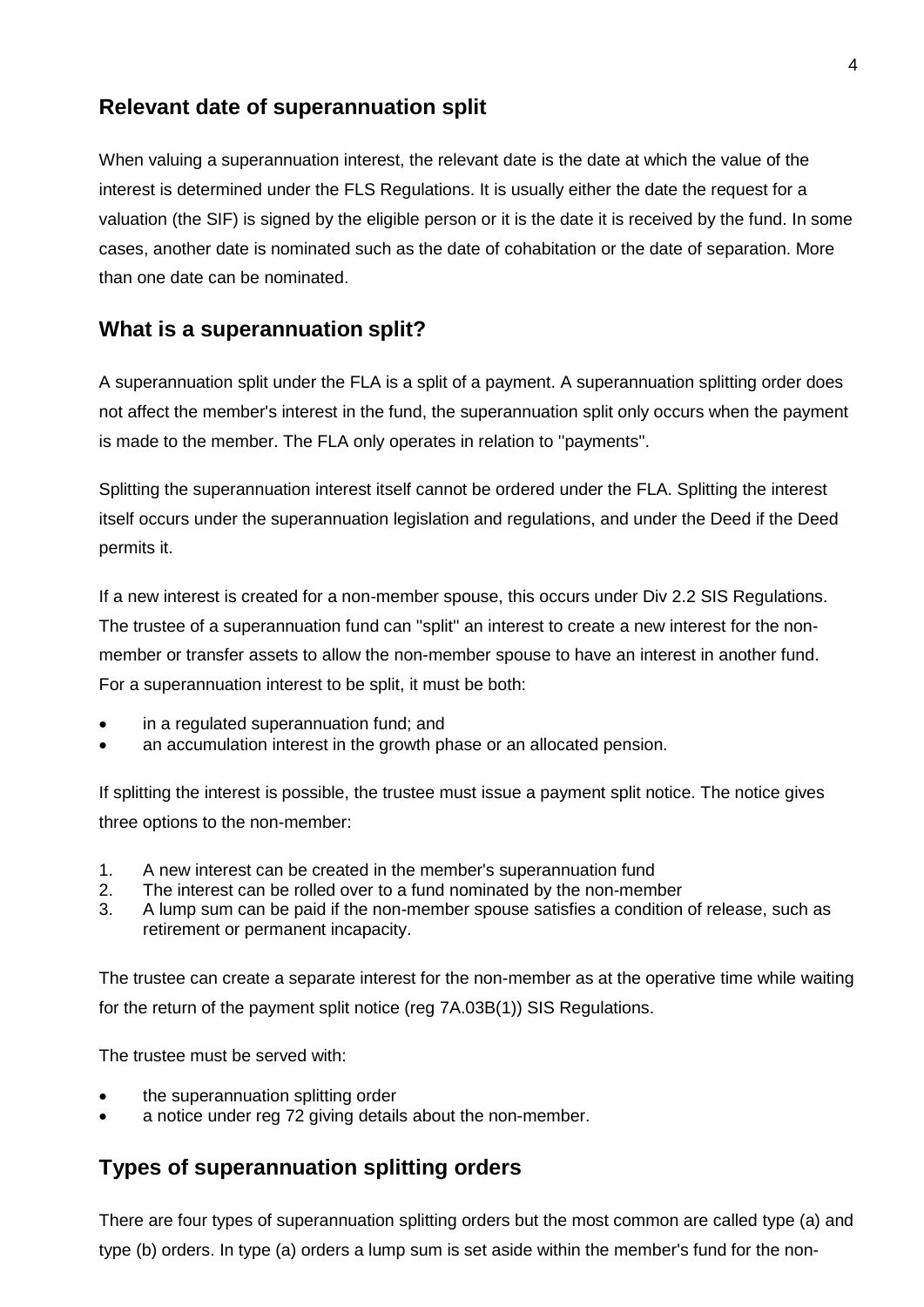## Relevant date of superannuation split

When valuing a superannuation interest, the relevant date is the date at which the value of the interest is determined under the FLS Regulations. It is usually either the date the request for a valuation (the SIF) is signed by the eligible person or it is the date it is received by the fund. In some cases, another date is nominated such as the date of cohabitation or the date of separation. More than one date can be nominated.

## What is a superannuation split?

A superannuation split under the FLA is a split of a payment. A superannuation splitting order does not affect the member's interest in the fund, the superannuation split only occurs when the payment is made to the member. The FLA only operates in relation to "payments".

Splitting the superannuation interest itself cannot be ordered under the FLA. Splitting the interest itself occurs under the superannuation legislation and regulations, and under the Deed if the Deed permits it.

If a new interest is created for a non-member spouse, this occurs under Div 2.2 SIS Regulations. The trustee of a superannuation fund can "split" an interest to create a new interest for the non-member or transfer assets to allow the non-member spouse to have an interest in another fund. For a superannuation interest to be split, it must be both:

- in a regulated superannuation fund; and
- an accumulation interest in the growth phase or an allocated pension.

If splitting the interest is possible, the trustee must issue a payment split notice. The notice gives three options to the non-member:

1. A new interest can be created in the member's superannuation fund
2. The interest can be rolled over to a fund nominated by the non-member
3. A lump sum can be paid if the non-member spouse satisfies a condition of release, such as retirement or permanent incapacity.

The trustee can create a separate interest for the non-member as at the operative time while waiting for the return of the payment split notice (reg 7A.03B(1)) SIS Regulations.

The trustee must be served with:

- the superannuation splitting order
- a notice under reg 72 giving details about the non-member.

## Types of superannuation splitting orders

There are four types of superannuation splitting orders but the most common are called type (a) and type (b) orders. In type (a) orders a lump sum is set aside within the member's fund for the non-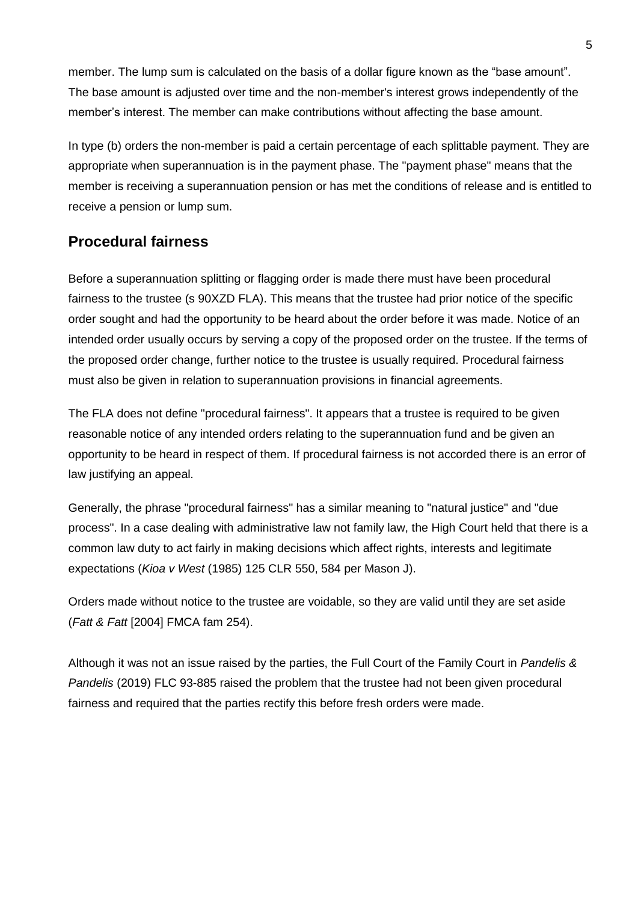member. The lump sum is calculated on the basis of a dollar figure known as the "base amount". The base amount is adjusted over time and the non-member's interest grows independently of the member's interest. The member can make contributions without affecting the base amount.

In type (b) orders the non-member is paid a certain percentage of each splittable payment. They are appropriate when superannuation is in the payment phase. The "payment phase" means that the member is receiving a superannuation pension or has met the conditions of release and is entitled to receive a pension or lump sum.

## Procedural fairness

Before a superannuation splitting or flagging order is made there must have been procedural fairness to the trustee (s 90XZD FLA). This means that the trustee had prior notice of the specific order sought and had the opportunity to be heard about the order before it was made. Notice of an intended order usually occurs by serving a copy of the proposed order on the trustee. If the terms of the proposed order change, further notice to the trustee is usually required. Procedural fairness must also be given in relation to superannuation provisions in financial agreements.

The FLA does not define "procedural fairness". It appears that a trustee is required to be given reasonable notice of any intended orders relating to the superannuation fund and be given an opportunity to be heard in respect of them. If procedural fairness is not accorded there is an error of law justifying an appeal.

Generally, the phrase "procedural fairness" has a similar meaning to "natural justice" and "due process". In a case dealing with administrative law not family law, the High Court held that there is a common law duty to act fairly in making decisions which affect rights, interests and legitimate expectations (*Kioa v West* (1985) 125 CLR 550, 584 per Mason J).

Orders made without notice to the trustee are voidable, so they are valid until they are set aside (*Fatt & Fatt* [2004] FMCA fam 254).

Although it was not an issue raised by the parties, the Full Court of the Family Court in *Pandelis & Pandelis* (2019) FLC 93-885 raised the problem that the trustee had not been given procedural fairness and required that the parties rectify this before fresh orders were made.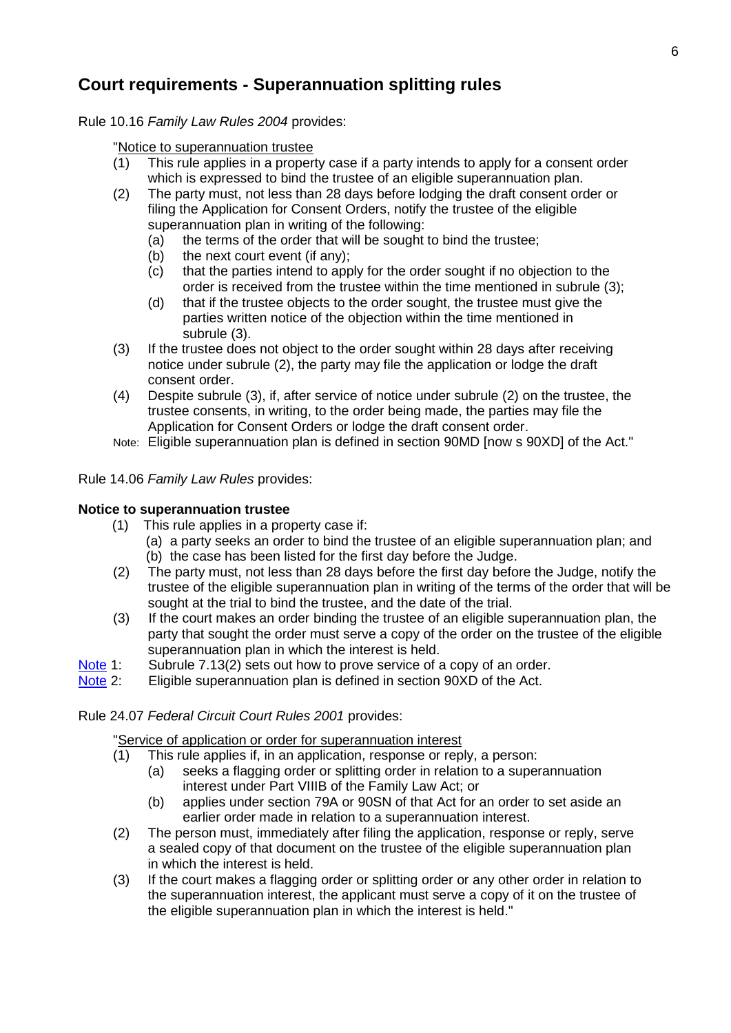## Court requirements - Superannuation splitting rules

Rule 10.16 *Family Law Rules 2004* provides:

"Notice to superannuation trustee

(1) This rule applies in a property case if a party intends to apply for a consent order which is expressed to bind the trustee of an eligible superannuation plan.

(2) The party must, not less than 28 days before lodging the draft consent order or filing the Application for Consent Orders, notify the trustee of the eligible superannuation plan in writing of the following:

   (a) the terms of the order that will be sought to bind the trustee;

   (b) the next court event (if any);

   (c) that the parties intend to apply for the order sought if no objection to the order is received from the trustee within the time mentioned in subrule (3);

   (d) that if the trustee objects to the order sought, the trustee must give the parties written notice of the objection within the time mentioned in subrule (3).

(3) If the trustee does not object to the order sought within 28 days after receiving notice under subrule (2), the party may file the application or lodge the draft consent order.

(4) Despite subrule (3), if, after service of notice under subrule (2) on the trustee, the trustee consents, in writing, to the order being made, the parties may file the Application for Consent Orders or lodge the draft consent order.

Note: Eligible superannuation plan is defined in section 90MD [now s 90XD] of the Act."

Rule 14.06 *Family Law Rules* provides:

**Notice to superannuation trustee**

(1) This rule applies in a property case if:

   (a) a party seeks an order to bind the trustee of an eligible superannuation plan; and

   (b) the case has been listed for the first day before the Judge.

(2) The party must, not less than 28 days before the first day before the Judge, notify the trustee of the eligible superannuation plan in writing of the terms of the order that will be sought at the trial to bind the trustee, and the date of the trial.

(3) If the court makes an order binding the trustee of an eligible superannuation plan, the party that sought the order must serve a copy of the order on the trustee of the eligible superannuation plan in which the interest is held.

Note 1: Subrule 7.13(2) sets out how to prove service of a copy of an order.

Note 2: Eligible superannuation plan is defined in section 90XD of the Act.

Rule 24.07 *Federal Circuit Court Rules 2001* provides:

"Service of application or order for superannuation interest

(1) This rule applies if, in an application, response or reply, a person:

   (a) seeks a flagging order or splitting order in relation to a superannuation interest under Part VIIIB of the Family Law Act; or

   (b) applies under section 79A or 90SN of that Act for an order to set aside an earlier order made in relation to a superannuation interest.

(2) The person must, immediately after filing the application, response or reply, serve a sealed copy of that document on the trustee of the eligible superannuation plan in which the interest is held.

(3) If the court makes a flagging order or splitting order or any other order in relation to the superannuation interest, the applicant must serve a copy of it on the trustee of the eligible superannuation plan in which the interest is held."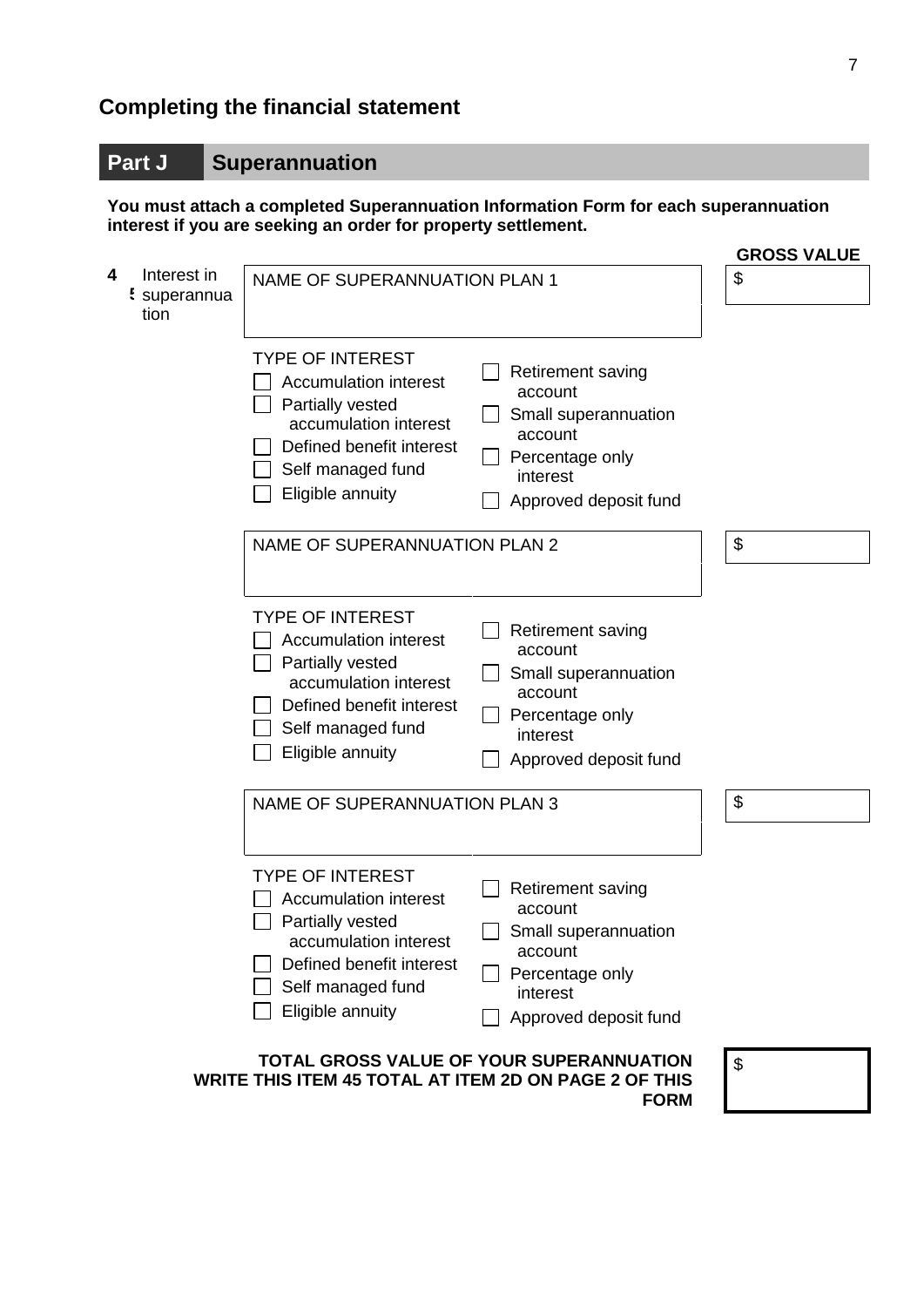## Completing the financial statement

## Part J Superannuation

**You must attach a completed Superannuation Information Form for each superannuation interest if you are seeking an order for property settlement.**

**45 Interest in superannuation**

| | GROSS VALUE |
|---|---|
| NAME OF SUPERANNUATION PLAN 1 | $ |

TYPE OF INTEREST

- ☐ Accumulation interest
- ☐ Partially vested accumulation interest
- ☐ Defined benefit interest
- ☐ Self managed fund
- ☐ Eligible annuity
- ☐ Retirement saving account
- ☐ Small superannuation account
- ☐ Percentage only interest
- ☐ Approved deposit fund

| | GROSS VALUE |
|---|---|
| NAME OF SUPERANNUATION PLAN 2 | $ |

TYPE OF INTEREST

- ☐ Accumulation interest
- ☐ Partially vested accumulation interest
- ☐ Defined benefit interest
- ☐ Self managed fund
- ☐ Eligible annuity
- ☐ Retirement saving account
- ☐ Small superannuation account
- ☐ Percentage only interest
- ☐ Approved deposit fund

| | GROSS VALUE |
|---|---|
| NAME OF SUPERANNUATION PLAN 3 | $ |

TYPE OF INTEREST

- ☐ Accumulation interest
- ☐ Partially vested accumulation interest
- ☐ Defined benefit interest
- ☐ Self managed fund
- ☐ Eligible annuity
- ☐ Retirement saving account
- ☐ Small superannuation account
- ☐ Percentage only interest
- ☐ Approved deposit fund

**TOTAL GROSS VALUE OF YOUR SUPERANNUATION WRITE THIS ITEM 45 TOTAL AT ITEM 2D ON PAGE 2 OF THIS FORM** $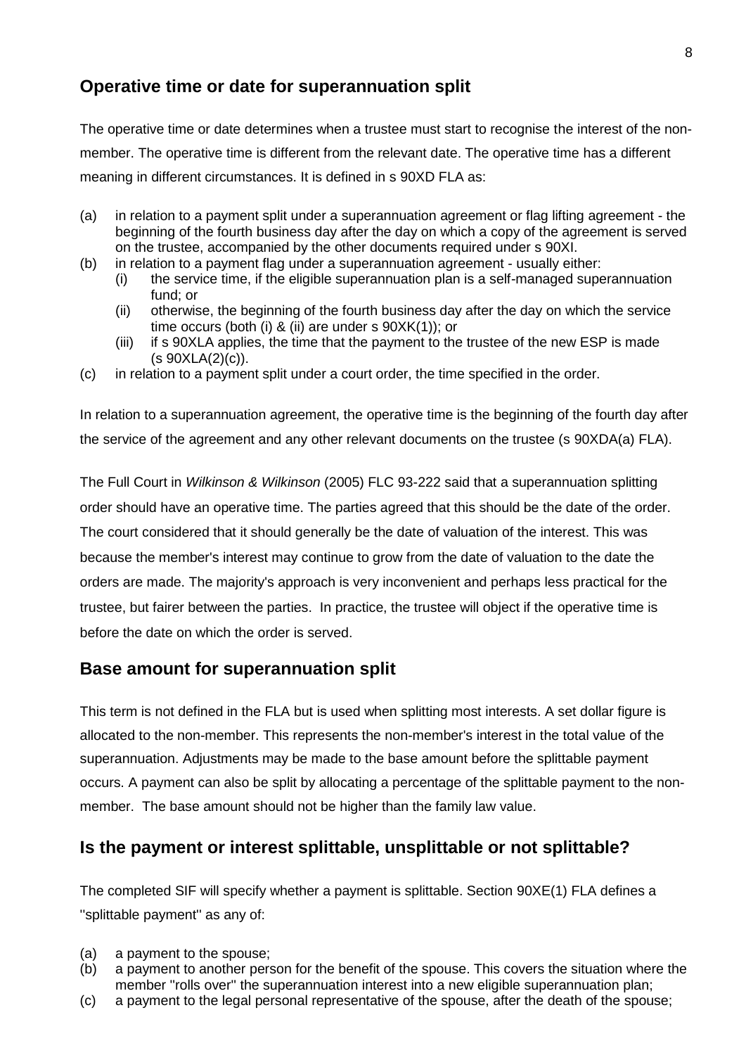## Operative time or date for superannuation split

The operative time or date determines when a trustee must start to recognise the interest of the non-member. The operative time is different from the relevant date. The operative time has a different meaning in different circumstances. It is defined in s 90XD FLA as:

(a) in relation to a payment split under a superannuation agreement or flag lifting agreement - the beginning of the fourth business day after the day on which a copy of the agreement is served on the trustee, accompanied by the other documents required under s 90XI.

(b) in relation to a payment flag under a superannuation agreement - usually either:

  (i) the service time, if the eligible superannuation plan is a self-managed superannuation fund; or

  (ii) otherwise, the beginning of the fourth business day after the day on which the service time occurs (both (i) & (ii) are under s 90XK(1)); or

  (iii) if s 90XLA applies, the time that the payment to the trustee of the new ESP is made (s 90XLA(2)(c)).

(c) in relation to a payment split under a court order, the time specified in the order.

In relation to a superannuation agreement, the operative time is the beginning of the fourth day after the service of the agreement and any other relevant documents on the trustee (s 90XDA(a) FLA).

The Full Court in *Wilkinson & Wilkinson* (2005) FLC 93-222 said that a superannuation splitting order should have an operative time. The parties agreed that this should be the date of the order. The court considered that it should generally be the date of valuation of the interest. This was because the member's interest may continue to grow from the date of valuation to the date the orders are made. The majority's approach is very inconvenient and perhaps less practical for the trustee, but fairer between the parties. In practice, the trustee will object if the operative time is before the date on which the order is served.

## Base amount for superannuation split

This term is not defined in the FLA but is used when splitting most interests. A set dollar figure is allocated to the non-member. This represents the non-member's interest in the total value of the superannuation. Adjustments may be made to the base amount before the splittable payment occurs. A payment can also be split by allocating a percentage of the splittable payment to the non-member. The base amount should not be higher than the family law value.

## Is the payment or interest splittable, unsplittable or not splittable?

The completed SIF will specify whether a payment is splittable. Section 90XE(1) FLA defines a ''splittable payment'' as any of:

(a) a payment to the spouse;

(b) a payment to another person for the benefit of the spouse. This covers the situation where the member ''rolls over'' the superannuation interest into a new eligible superannuation plan;

(c) a payment to the legal personal representative of the spouse, after the death of the spouse;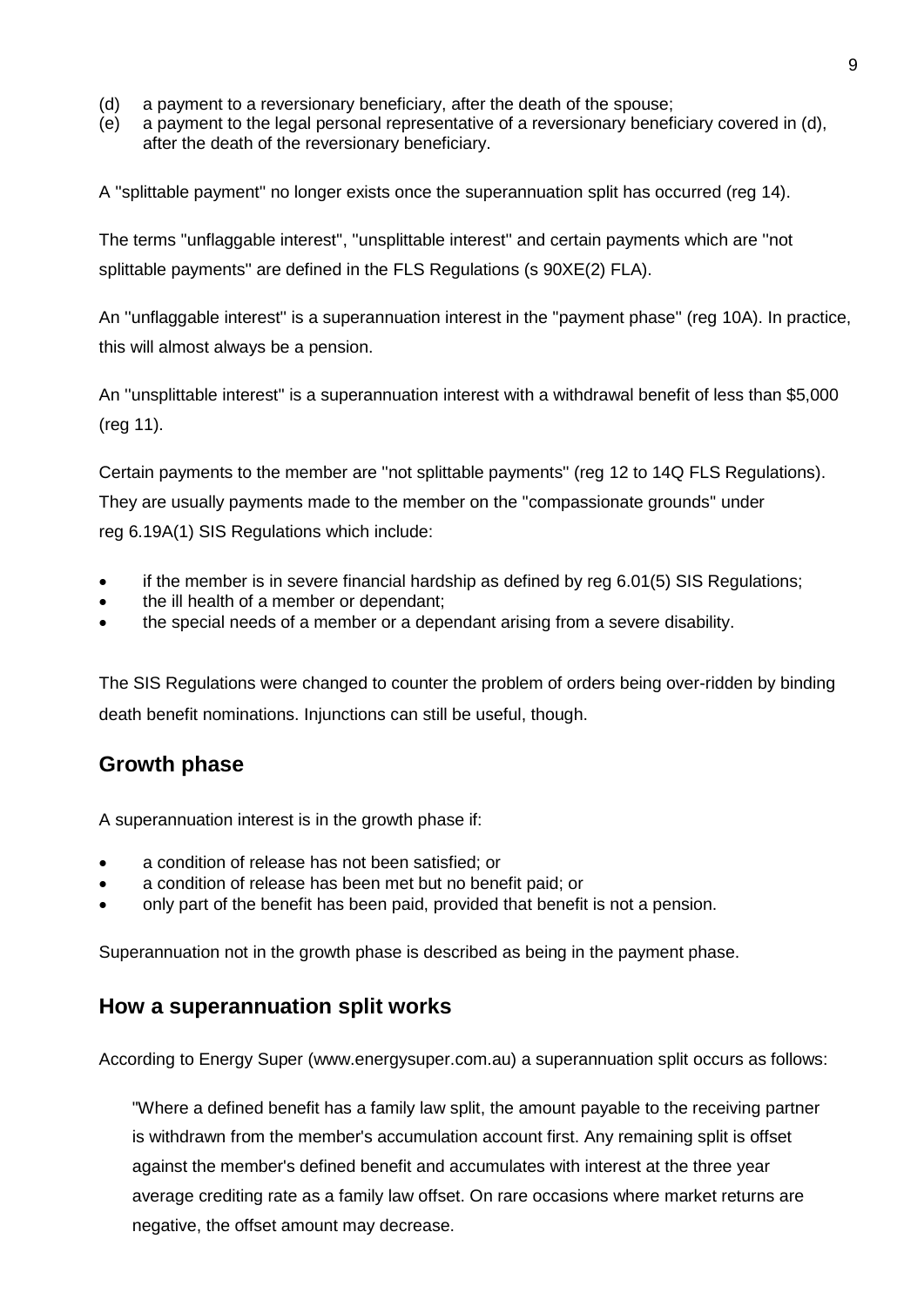(d) a payment to a reversionary beneficiary, after the death of the spouse;
(e) a payment to the legal personal representative of a reversionary beneficiary covered in (d), after the death of the reversionary beneficiary.

A "splittable payment" no longer exists once the superannuation split has occurred (reg 14).

The terms "unflaggable interest", "unsplittable interest" and certain payments which are "not splittable payments" are defined in the FLS Regulations (s 90XE(2) FLA).

An "unflaggable interest" is a superannuation interest in the "payment phase" (reg 10A). In practice, this will almost always be a pension.

An "unsplittable interest" is a superannuation interest with a withdrawal benefit of less than $5,000 (reg 11).

Certain payments to the member are "not splittable payments" (reg 12 to 14Q FLS Regulations). They are usually payments made to the member on the "compassionate grounds" under reg 6.19A(1) SIS Regulations which include:

- if the member is in severe financial hardship as defined by reg 6.01(5) SIS Regulations;
- the ill health of a member or dependant;
- the special needs of a member or a dependant arising from a severe disability.

The SIS Regulations were changed to counter the problem of orders being over-ridden by binding death benefit nominations. Injunctions can still be useful, though.

## Growth phase

A superannuation interest is in the growth phase if:

- a condition of release has not been satisfied; or
- a condition of release has been met but no benefit paid; or
- only part of the benefit has been paid, provided that benefit is not a pension.

Superannuation not in the growth phase is described as being in the payment phase.

## How a superannuation split works

According to Energy Super (www.energysuper.com.au) a superannuation split occurs as follows:

> "Where a defined benefit has a family law split, the amount payable to the receiving partner is withdrawn from the member's accumulation account first. Any remaining split is offset against the member's defined benefit and accumulates with interest at the three year average crediting rate as a family law offset. On rare occasions where market returns are negative, the offset amount may decrease.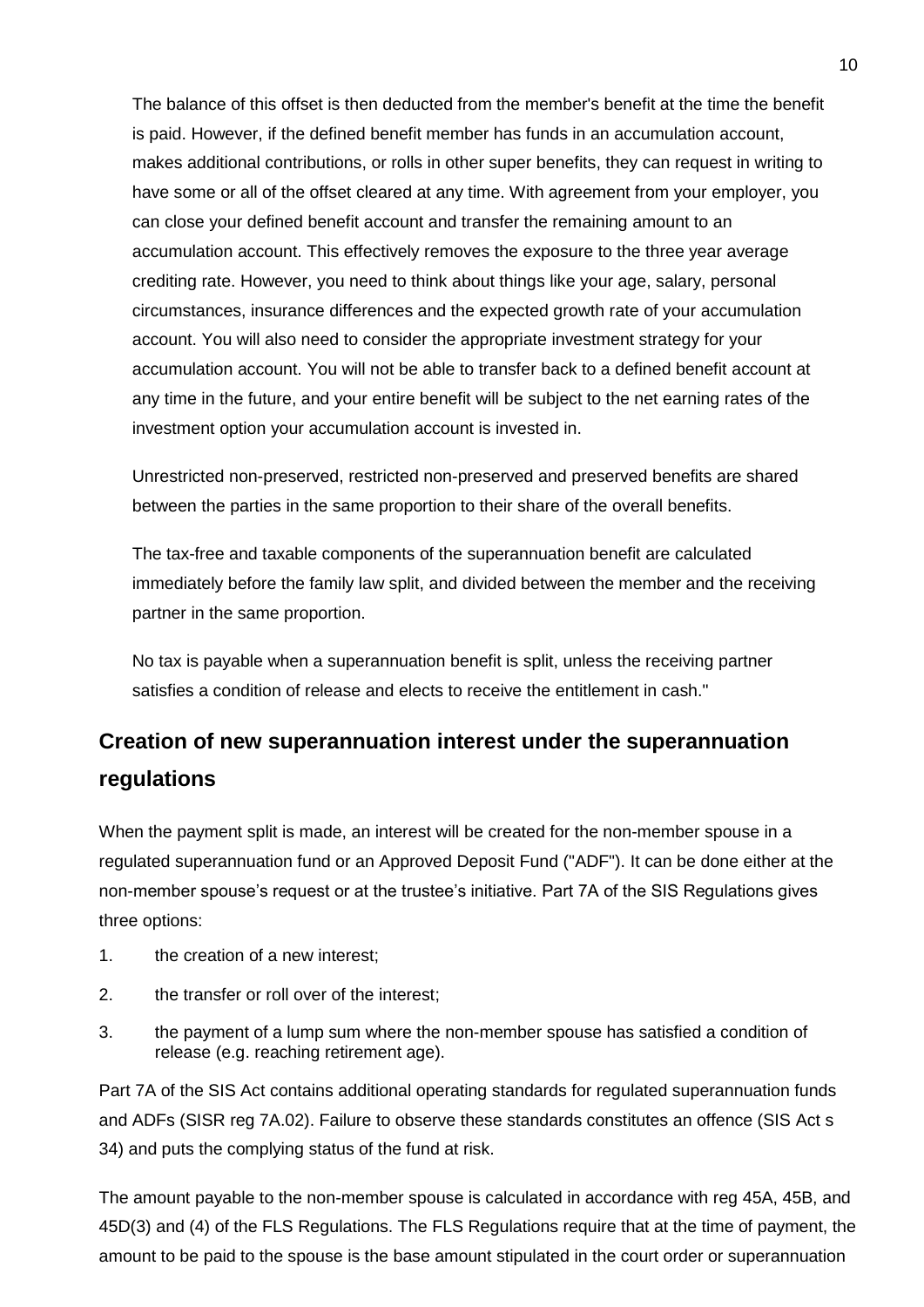The balance of this offset is then deducted from the member's benefit at the time the benefit is paid. However, if the defined benefit member has funds in an accumulation account, makes additional contributions, or rolls in other super benefits, they can request in writing to have some or all of the offset cleared at any time. With agreement from your employer, you can close your defined benefit account and transfer the remaining amount to an accumulation account. This effectively removes the exposure to the three year average crediting rate. However, you need to think about things like your age, salary, personal circumstances, insurance differences and the expected growth rate of your accumulation account. You will also need to consider the appropriate investment strategy for your accumulation account. You will not be able to transfer back to a defined benefit account at any time in the future, and your entire benefit will be subject to the net earning rates of the investment option your accumulation account is invested in.

Unrestricted non-preserved, restricted non-preserved and preserved benefits are shared between the parties in the same proportion to their share of the overall benefits.

The tax-free and taxable components of the superannuation benefit are calculated immediately before the family law split, and divided between the member and the receiving partner in the same proportion.

No tax is payable when a superannuation benefit is split, unless the receiving partner satisfies a condition of release and elects to receive the entitlement in cash."

## Creation of new superannuation interest under the superannuation regulations

When the payment split is made, an interest will be created for the non-member spouse in a regulated superannuation fund or an Approved Deposit Fund ("ADF"). It can be done either at the non-member spouse's request or at the trustee's initiative. Part 7A of the SIS Regulations gives three options:

1. the creation of a new interest;
2. the transfer or roll over of the interest;
3. the payment of a lump sum where the non-member spouse has satisfied a condition of release (e.g. reaching retirement age).

Part 7A of the SIS Act contains additional operating standards for regulated superannuation funds and ADFs (SISR reg 7A.02). Failure to observe these standards constitutes an offence (SIS Act s 34) and puts the complying status of the fund at risk.

The amount payable to the non-member spouse is calculated in accordance with reg 45A, 45B, and 45D(3) and (4) of the FLS Regulations. The FLS Regulations require that at the time of payment, the amount to be paid to the spouse is the base amount stipulated in the court order or superannuation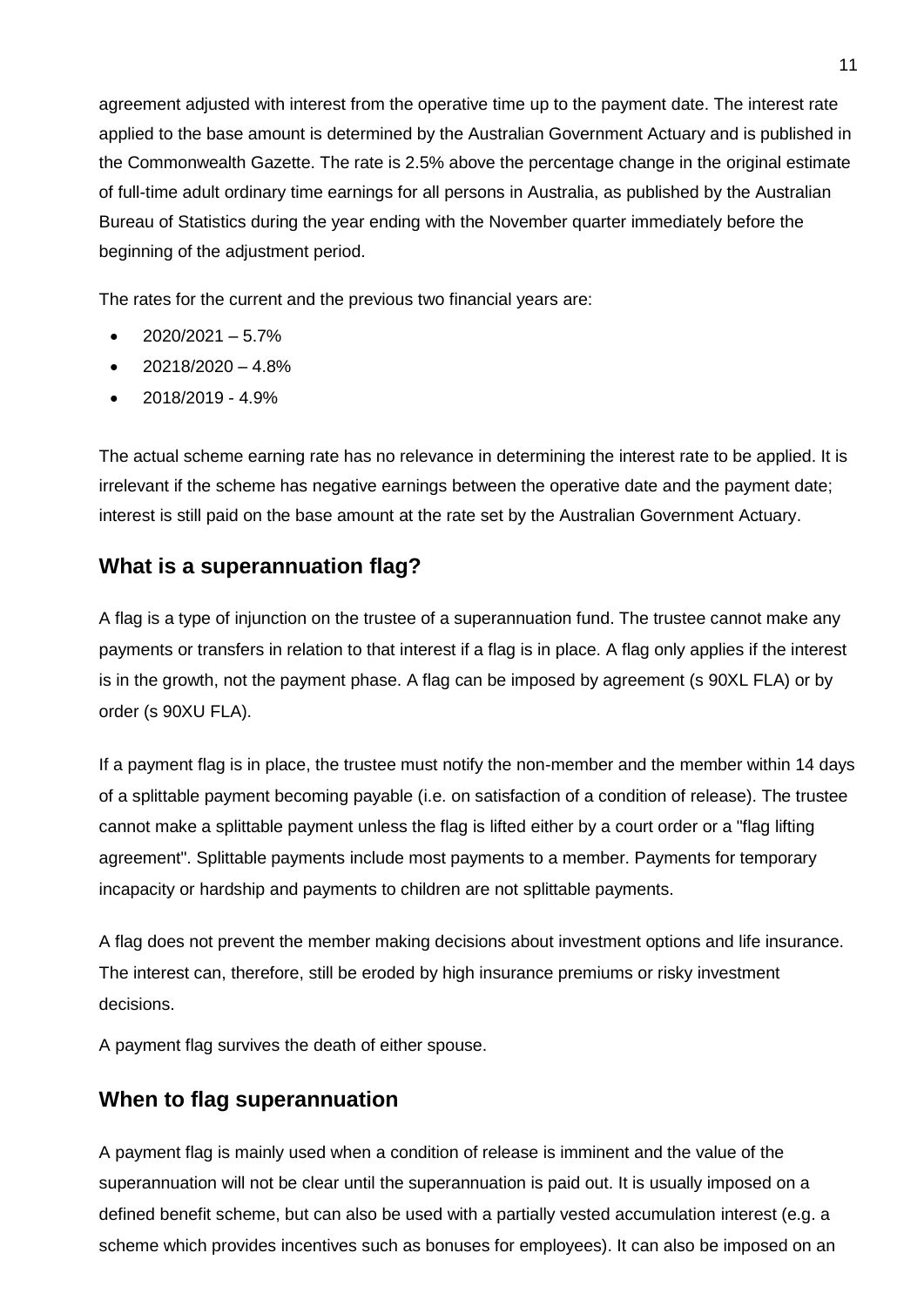agreement adjusted with interest from the operative time up to the payment date. The interest rate applied to the base amount is determined by the Australian Government Actuary and is published in the Commonwealth Gazette. The rate is 2.5% above the percentage change in the original estimate of full-time adult ordinary time earnings for all persons in Australia, as published by the Australian Bureau of Statistics during the year ending with the November quarter immediately before the beginning of the adjustment period.

The rates for the current and the previous two financial years are:

- 2020/2021 – 5.7%
- 20218/2020 – 4.8%
- 2018/2019 - 4.9%

The actual scheme earning rate has no relevance in determining the interest rate to be applied. It is irrelevant if the scheme has negative earnings between the operative date and the payment date; interest is still paid on the base amount at the rate set by the Australian Government Actuary.

## What is a superannuation flag?

A flag is a type of injunction on the trustee of a superannuation fund. The trustee cannot make any payments or transfers in relation to that interest if a flag is in place. A flag only applies if the interest is in the growth, not the payment phase. A flag can be imposed by agreement (s 90XL FLA) or by order (s 90XU FLA).

If a payment flag is in place, the trustee must notify the non-member and the member within 14 days of a splittable payment becoming payable (i.e. on satisfaction of a condition of release). The trustee cannot make a splittable payment unless the flag is lifted either by a court order or a "flag lifting agreement". Splittable payments include most payments to a member. Payments for temporary incapacity or hardship and payments to children are not splittable payments.

A flag does not prevent the member making decisions about investment options and life insurance. The interest can, therefore, still be eroded by high insurance premiums or risky investment decisions.

A payment flag survives the death of either spouse.

## When to flag superannuation

A payment flag is mainly used when a condition of release is imminent and the value of the superannuation will not be clear until the superannuation is paid out. It is usually imposed on a defined benefit scheme, but can also be used with a partially vested accumulation interest (e.g. a scheme which provides incentives such as bonuses for employees). It can also be imposed on an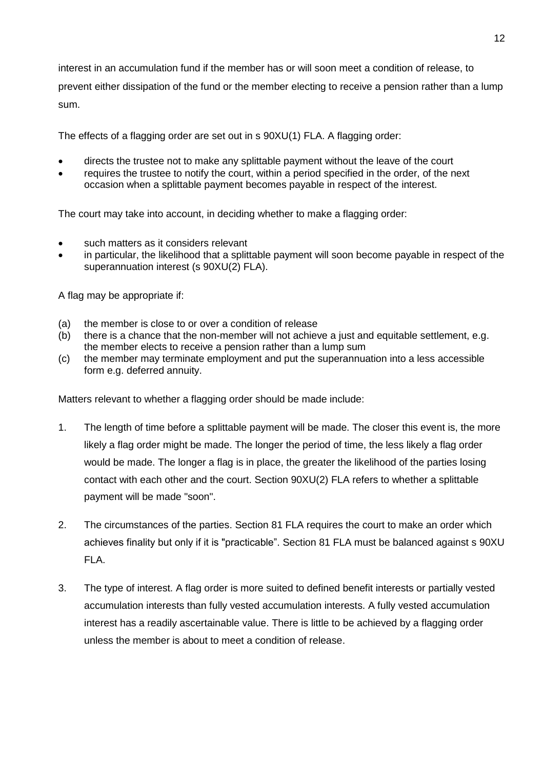interest in an accumulation fund if the member has or will soon meet a condition of release, to prevent either dissipation of the fund or the member electing to receive a pension rather than a lump sum.

The effects of a flagging order are set out in s 90XU(1) FLA. A flagging order:

- directs the trustee not to make any splittable payment without the leave of the court
- requires the trustee to notify the court, within a period specified in the order, of the next occasion when a splittable payment becomes payable in respect of the interest.

The court may take into account, in deciding whether to make a flagging order:

- such matters as it considers relevant
- in particular, the likelihood that a splittable payment will soon become payable in respect of the superannuation interest (s 90XU(2) FLA).

A flag may be appropriate if:

(a) the member is close to or over a condition of release
(b) there is a chance that the non-member will not achieve a just and equitable settlement, e.g. the member elects to receive a pension rather than a lump sum
(c) the member may terminate employment and put the superannuation into a less accessible form e.g. deferred annuity.

Matters relevant to whether a flagging order should be made include:

1. The length of time before a splittable payment will be made. The closer this event is, the more likely a flag order might be made. The longer the period of time, the less likely a flag order would be made. The longer a flag is in place, the greater the likelihood of the parties losing contact with each other and the court. Section 90XU(2) FLA refers to whether a splittable payment will be made "soon".

2. The circumstances of the parties. Section 81 FLA requires the court to make an order which achieves finality but only if it is "practicable". Section 81 FLA must be balanced against s 90XU FLA.

3. The type of interest. A flag order is more suited to defined benefit interests or partially vested accumulation interests than fully vested accumulation interests. A fully vested accumulation interest has a readily ascertainable value. There is little to be achieved by a flagging order unless the member is about to meet a condition of release.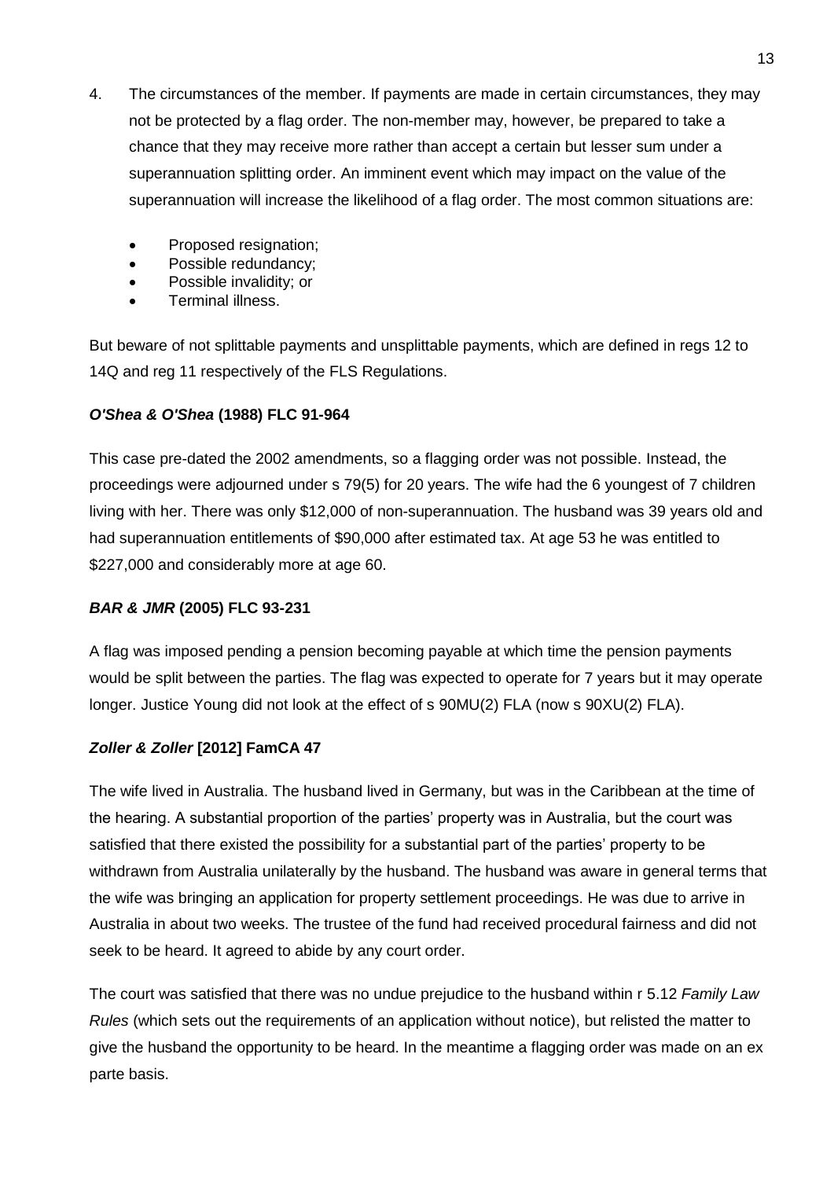4. The circumstances of the member. If payments are made in certain circumstances, they may not be protected by a flag order. The non-member may, however, be prepared to take a chance that they may receive more rather than accept a certain but lesser sum under a superannuation splitting order. An imminent event which may impact on the value of the superannuation will increase the likelihood of a flag order. The most common situations are:

   - Proposed resignation;
   - Possible redundancy;
   - Possible invalidity; or
   - Terminal illness.

But beware of not splittable payments and unsplittable payments, which are defined in regs 12 to 14Q and reg 11 respectively of the FLS Regulations.

### ***O'Shea & O'Shea* (1988) FLC 91-964**

This case pre-dated the 2002 amendments, so a flagging order was not possible. Instead, the proceedings were adjourned under s 79(5) for 20 years. The wife had the 6 youngest of 7 children living with her. There was only $12,000 of non-superannuation. The husband was 39 years old and had superannuation entitlements of $90,000 after estimated tax. At age 53 he was entitled to $227,000 and considerably more at age 60.

### ***BAR & JMR* (2005) FLC 93-231**

A flag was imposed pending a pension becoming payable at which time the pension payments would be split between the parties. The flag was expected to operate for 7 years but it may operate longer. Justice Young did not look at the effect of s 90MU(2) FLA (now s 90XU(2) FLA).

### ***Zoller & Zoller* [2012] FamCA 47**

The wife lived in Australia. The husband lived in Germany, but was in the Caribbean at the time of the hearing. A substantial proportion of the parties' property was in Australia, but the court was satisfied that there existed the possibility for a substantial part of the parties' property to be withdrawn from Australia unilaterally by the husband. The husband was aware in general terms that the wife was bringing an application for property settlement proceedings. He was due to arrive in Australia in about two weeks. The trustee of the fund had received procedural fairness and did not seek to be heard. It agreed to abide by any court order.

The court was satisfied that there was no undue prejudice to the husband within r 5.12 *Family Law Rules* (which sets out the requirements of an application without notice), but relisted the matter to give the husband the opportunity to be heard. In the meantime a flagging order was made on an ex parte basis.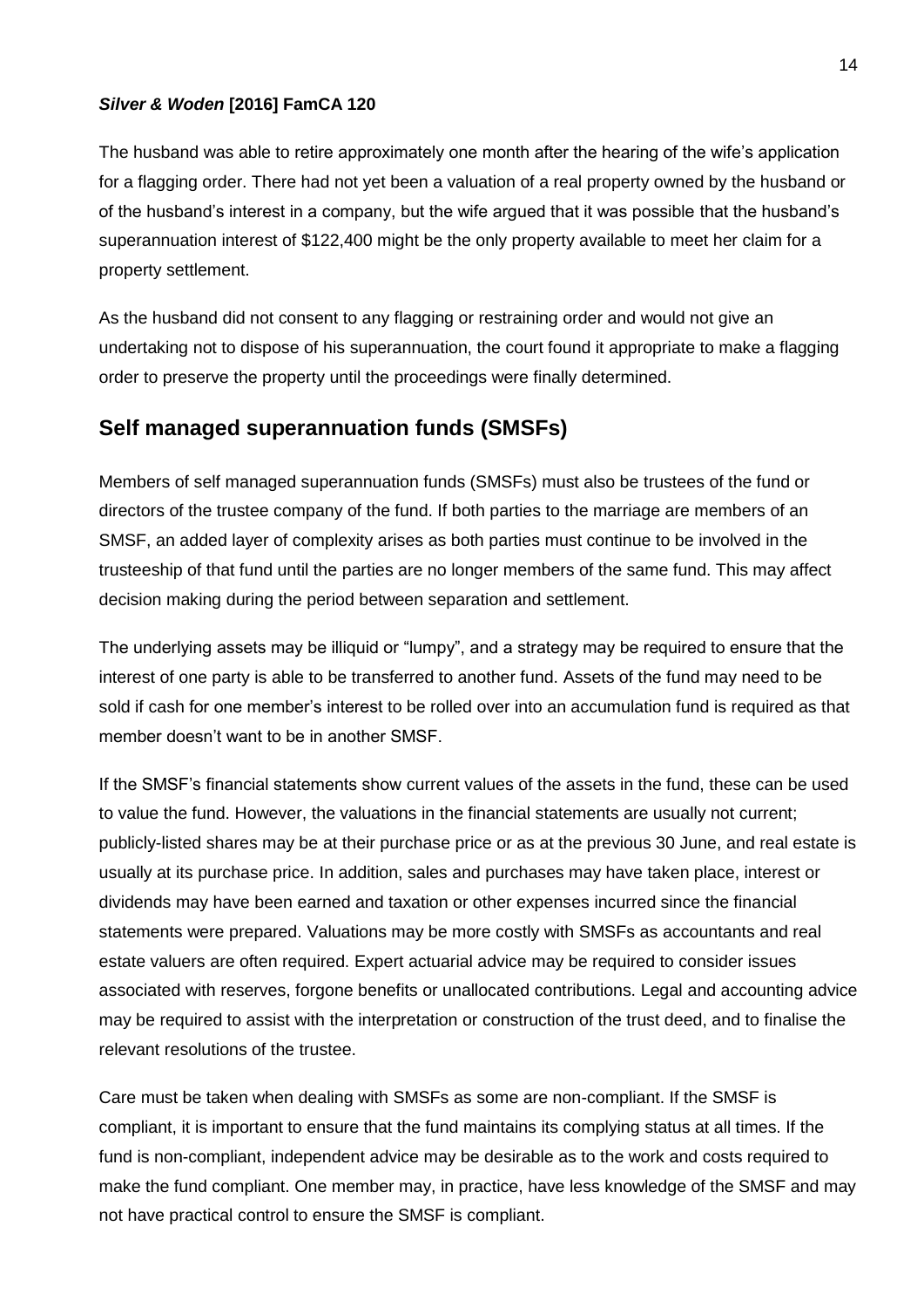***Silver & Woden* [2016] FamCA 120**

The husband was able to retire approximately one month after the hearing of the wife's application for a flagging order. There had not yet been a valuation of a real property owned by the husband or of the husband's interest in a company, but the wife argued that it was possible that the husband's superannuation interest of $122,400 might be the only property available to meet her claim for a property settlement.

As the husband did not consent to any flagging or restraining order and would not give an undertaking not to dispose of his superannuation, the court found it appropriate to make a flagging order to preserve the property until the proceedings were finally determined.

## Self managed superannuation funds (SMSFs)

Members of self managed superannuation funds (SMSFs) must also be trustees of the fund or directors of the trustee company of the fund. If both parties to the marriage are members of an SMSF, an added layer of complexity arises as both parties must continue to be involved in the trusteeship of that fund until the parties are no longer members of the same fund. This may affect decision making during the period between separation and settlement.

The underlying assets may be illiquid or "lumpy", and a strategy may be required to ensure that the interest of one party is able to be transferred to another fund. Assets of the fund may need to be sold if cash for one member's interest to be rolled over into an accumulation fund is required as that member doesn't want to be in another SMSF.

If the SMSF's financial statements show current values of the assets in the fund, these can be used to value the fund. However, the valuations in the financial statements are usually not current; publicly-listed shares may be at their purchase price or as at the previous 30 June, and real estate is usually at its purchase price. In addition, sales and purchases may have taken place, interest or dividends may have been earned and taxation or other expenses incurred since the financial statements were prepared. Valuations may be more costly with SMSFs as accountants and real estate valuers are often required. Expert actuarial advice may be required to consider issues associated with reserves, forgone benefits or unallocated contributions. Legal and accounting advice may be required to assist with the interpretation or construction of the trust deed, and to finalise the relevant resolutions of the trustee.

Care must be taken when dealing with SMSFs as some are non-compliant. If the SMSF is compliant, it is important to ensure that the fund maintains its complying status at all times. If the fund is non-compliant, independent advice may be desirable as to the work and costs required to make the fund compliant. One member may, in practice, have less knowledge of the SMSF and may not have practical control to ensure the SMSF is compliant.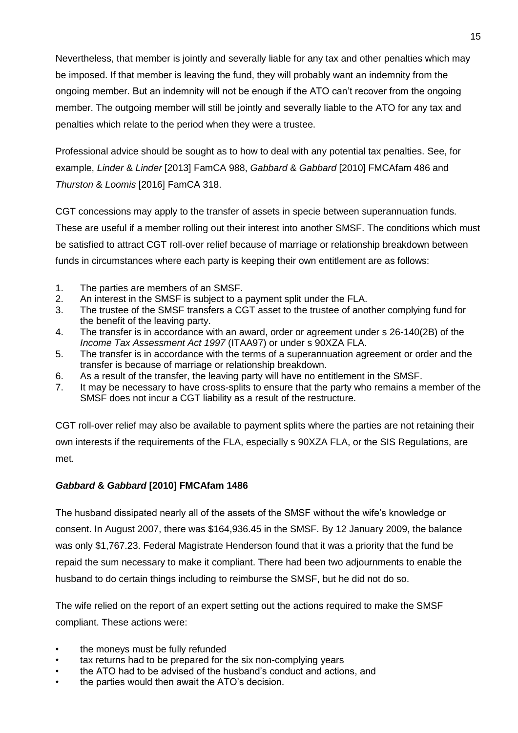Nevertheless, that member is jointly and severally liable for any tax and other penalties which may be imposed. If that member is leaving the fund, they will probably want an indemnity from the ongoing member. But an indemnity will not be enough if the ATO can't recover from the ongoing member. The outgoing member will still be jointly and severally liable to the ATO for any tax and penalties which relate to the period when they were a trustee.

Professional advice should be sought as to how to deal with any potential tax penalties. See, for example, *Linder* & *Linder* [2013] FamCA 988, *Gabbard* & *Gabbard* [2010] FMCAfam 486 and *Thurston* & *Loomis* [2016] FamCA 318.

CGT concessions may apply to the transfer of assets in specie between superannuation funds. These are useful if a member rolling out their interest into another SMSF. The conditions which must be satisfied to attract CGT roll-over relief because of marriage or relationship breakdown between funds in circumstances where each party is keeping their own entitlement are as follows:

1. The parties are members of an SMSF.
2. An interest in the SMSF is subject to a payment split under the FLA.
3. The trustee of the SMSF transfers a CGT asset to the trustee of another complying fund for the benefit of the leaving party.
4. The transfer is in accordance with an award, order or agreement under s 26-140(2B) of the *Income Tax Assessment Act 1997* (ITAA97) or under s 90XZA FLA.
5. The transfer is in accordance with the terms of a superannuation agreement or order and the transfer is because of marriage or relationship breakdown.
6. As a result of the transfer, the leaving party will have no entitlement in the SMSF.
7. It may be necessary to have cross-splits to ensure that the party who remains a member of the SMSF does not incur a CGT liability as a result of the restructure.

CGT roll-over relief may also be available to payment splits where the parties are not retaining their own interests if the requirements of the FLA, especially s 90XZA FLA, or the SIS Regulations, are met.

### *Gabbard* & *Gabbard* [2010] FMCAfam 1486

The husband dissipated nearly all of the assets of the SMSF without the wife's knowledge or consent. In August 2007, there was $164,936.45 in the SMSF. By 12 January 2009, the balance was only $1,767.23. Federal Magistrate Henderson found that it was a priority that the fund be repaid the sum necessary to make it compliant. There had been two adjournments to enable the husband to do certain things including to reimburse the SMSF, but he did not do so.

The wife relied on the report of an expert setting out the actions required to make the SMSF compliant. These actions were:

- the moneys must be fully refunded
- tax returns had to be prepared for the six non-complying years
- the ATO had to be advised of the husband's conduct and actions, and
- the parties would then await the ATO's decision.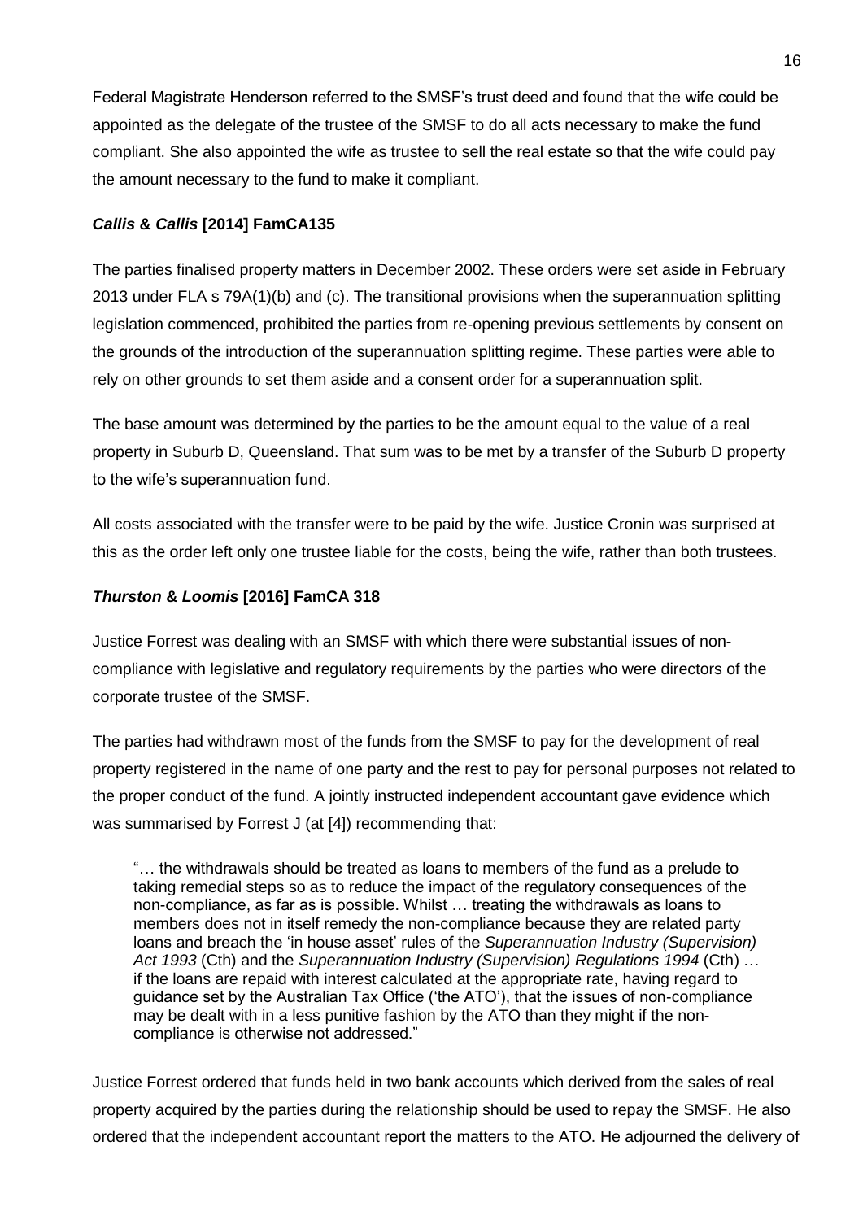Federal Magistrate Henderson referred to the SMSF's trust deed and found that the wife could be appointed as the delegate of the trustee of the SMSF to do all acts necessary to make the fund compliant. She also appointed the wife as trustee to sell the real estate so that the wife could pay the amount necessary to the fund to make it compliant.

### *Callis & Callis* [2014] FamCA135

The parties finalised property matters in December 2002. These orders were set aside in February 2013 under FLA s 79A(1)(b) and (c). The transitional provisions when the superannuation splitting legislation commenced, prohibited the parties from re-opening previous settlements by consent on the grounds of the introduction of the superannuation splitting regime. These parties were able to rely on other grounds to set them aside and a consent order for a superannuation split.

The base amount was determined by the parties to be the amount equal to the value of a real property in Suburb D, Queensland. That sum was to be met by a transfer of the Suburb D property to the wife's superannuation fund.

All costs associated with the transfer were to be paid by the wife. Justice Cronin was surprised at this as the order left only one trustee liable for the costs, being the wife, rather than both trustees.

### *Thurston & Loomis* [2016] FamCA 318

Justice Forrest was dealing with an SMSF with which there were substantial issues of non-compliance with legislative and regulatory requirements by the parties who were directors of the corporate trustee of the SMSF.

The parties had withdrawn most of the funds from the SMSF to pay for the development of real property registered in the name of one party and the rest to pay for personal purposes not related to the proper conduct of the fund. A jointly instructed independent accountant gave evidence which was summarised by Forrest J (at [4]) recommending that:

> "… the withdrawals should be treated as loans to members of the fund as a prelude to taking remedial steps so as to reduce the impact of the regulatory consequences of the non-compliance, as far as is possible. Whilst … treating the withdrawals as loans to members does not in itself remedy the non-compliance because they are related party loans and breach the 'in house asset' rules of the *Superannuation Industry (Supervision) Act 1993* (Cth) and the *Superannuation Industry (Supervision) Regulations 1994* (Cth) … if the loans are repaid with interest calculated at the appropriate rate, having regard to guidance set by the Australian Tax Office ('the ATO'), that the issues of non-compliance may be dealt with in a less punitive fashion by the ATO than they might if the non-compliance is otherwise not addressed."

Justice Forrest ordered that funds held in two bank accounts which derived from the sales of real property acquired by the parties during the relationship should be used to repay the SMSF. He also ordered that the independent accountant report the matters to the ATO. He adjourned the delivery of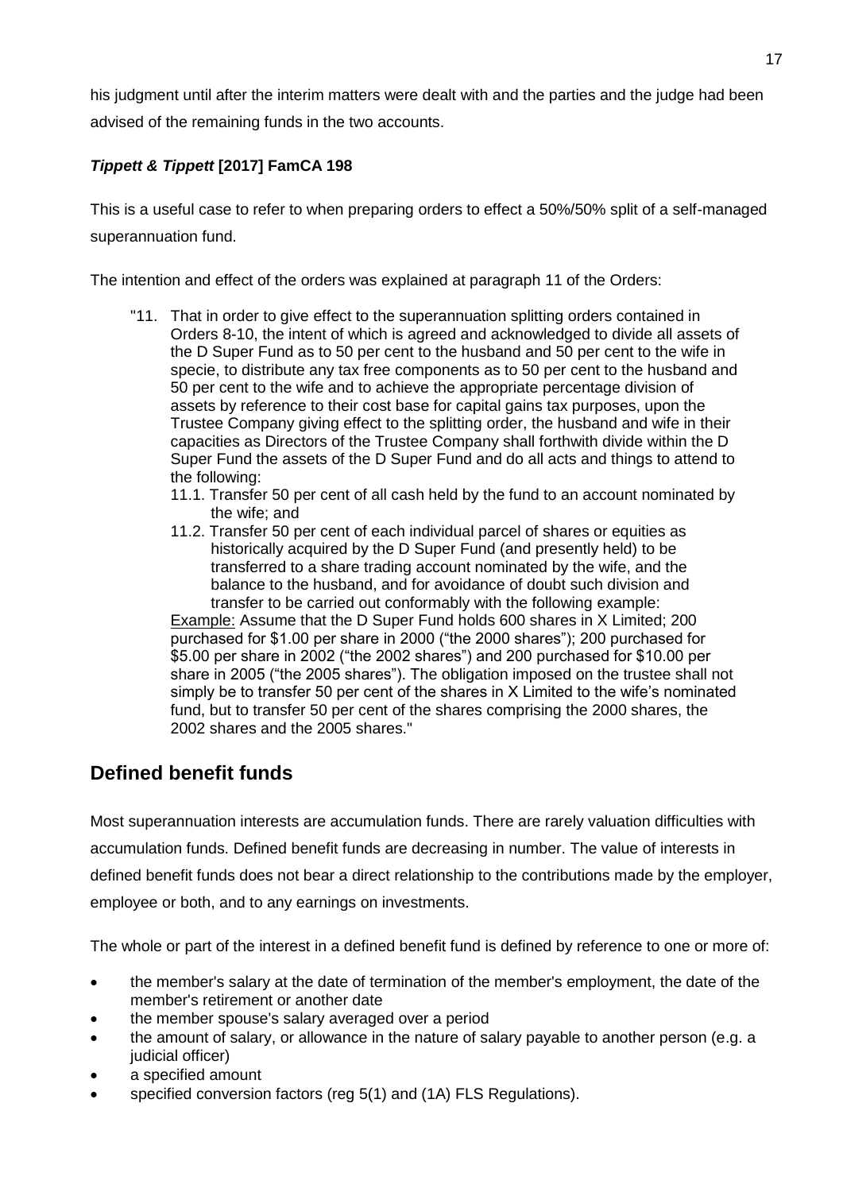his judgment until after the interim matters were dealt with and the parties and the judge had been advised of the remaining funds in the two accounts.

### *Tippett & Tippett* [2017] FamCA 198

This is a useful case to refer to when preparing orders to effect a 50%/50% split of a self-managed superannuation fund.

The intention and effect of the orders was explained at paragraph 11 of the Orders:

> "11. That in order to give effect to the superannuation splitting orders contained in Orders 8-10, the intent of which is agreed and acknowledged to divide all assets of the D Super Fund as to 50 per cent to the husband and 50 per cent to the wife in specie, to distribute any tax free components as to 50 per cent to the husband and 50 per cent to the wife and to achieve the appropriate percentage division of assets by reference to their cost base for capital gains tax purposes, upon the Trustee Company giving effect to the splitting order, the husband and wife in their capacities as Directors of the Trustee Company shall forthwith divide within the D Super Fund the assets of the D Super Fund and do all acts and things to attend to the following:
>
> 11.1. Transfer 50 per cent of all cash held by the fund to an account nominated by the wife; and
>
> 11.2. Transfer 50 per cent of each individual parcel of shares or equities as historically acquired by the D Super Fund (and presently held) to be transferred to a share trading account nominated by the wife, and the balance to the husband, and for avoidance of doubt such division and transfer to be carried out conformably with the following example:
>
> <u>Example:</u> Assume that the D Super Fund holds 600 shares in X Limited; 200 purchased for $1.00 per share in 2000 ("the 2000 shares"); 200 purchased for $5.00 per share in 2002 ("the 2002 shares") and 200 purchased for $10.00 per share in 2005 ("the 2005 shares"). The obligation imposed on the trustee shall not simply be to transfer 50 per cent of the shares in X Limited to the wife's nominated fund, but to transfer 50 per cent of the shares comprising the 2000 shares, the 2002 shares and the 2005 shares."

## Defined benefit funds

Most superannuation interests are accumulation funds. There are rarely valuation difficulties with accumulation funds. Defined benefit funds are decreasing in number. The value of interests in defined benefit funds does not bear a direct relationship to the contributions made by the employer, employee or both, and to any earnings on investments.

The whole or part of the interest in a defined benefit fund is defined by reference to one or more of:

- the member's salary at the date of termination of the member's employment, the date of the member's retirement or another date
- the member spouse's salary averaged over a period
- the amount of salary, or allowance in the nature of salary payable to another person (e.g. a judicial officer)
- a specified amount
- specified conversion factors (reg 5(1) and (1A) FLS Regulations).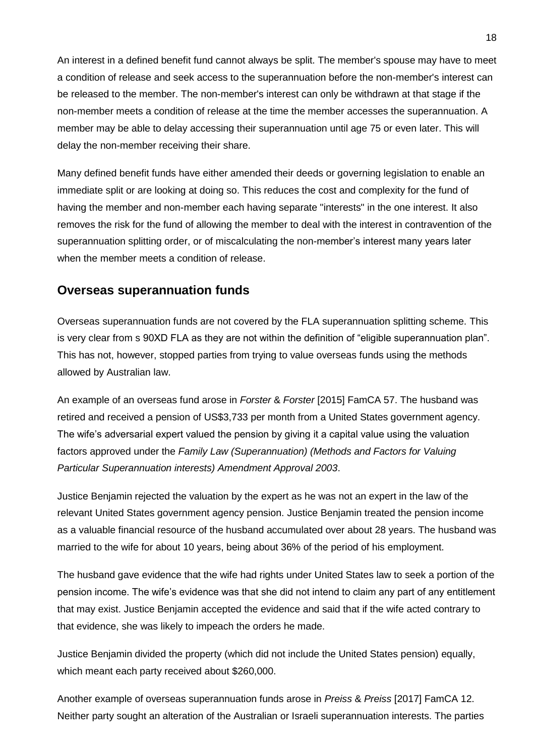An interest in a defined benefit fund cannot always be split. The member's spouse may have to meet a condition of release and seek access to the superannuation before the non-member's interest can be released to the member. The non-member's interest can only be withdrawn at that stage if the non-member meets a condition of release at the time the member accesses the superannuation. A member may be able to delay accessing their superannuation until age 75 or even later. This will delay the non-member receiving their share.

Many defined benefit funds have either amended their deeds or governing legislation to enable an immediate split or are looking at doing so. This reduces the cost and complexity for the fund of having the member and non-member each having separate "interests" in the one interest. It also removes the risk for the fund of allowing the member to deal with the interest in contravention of the superannuation splitting order, or of miscalculating the non-member's interest many years later when the member meets a condition of release.

## Overseas superannuation funds

Overseas superannuation funds are not covered by the FLA superannuation splitting scheme. This is very clear from s 90XD FLA as they are not within the definition of "eligible superannuation plan". This has not, however, stopped parties from trying to value overseas funds using the methods allowed by Australian law.

An example of an overseas fund arose in *Forster & Forster* [2015] FamCA 57. The husband was retired and received a pension of US$3,733 per month from a United States government agency. The wife's adversarial expert valued the pension by giving it a capital value using the valuation factors approved under the *Family Law (Superannuation) (Methods and Factors for Valuing Particular Superannuation interests) Amendment Approval 2003*.

Justice Benjamin rejected the valuation by the expert as he was not an expert in the law of the relevant United States government agency pension. Justice Benjamin treated the pension income as a valuable financial resource of the husband accumulated over about 28 years. The husband was married to the wife for about 10 years, being about 36% of the period of his employment.

The husband gave evidence that the wife had rights under United States law to seek a portion of the pension income. The wife's evidence was that she did not intend to claim any part of any entitlement that may exist. Justice Benjamin accepted the evidence and said that if the wife acted contrary to that evidence, she was likely to impeach the orders he made.

Justice Benjamin divided the property (which did not include the United States pension) equally, which meant each party received about $260,000.

Another example of overseas superannuation funds arose in *Preiss & Preiss* [2017] FamCA 12. Neither party sought an alteration of the Australian or Israeli superannuation interests. The parties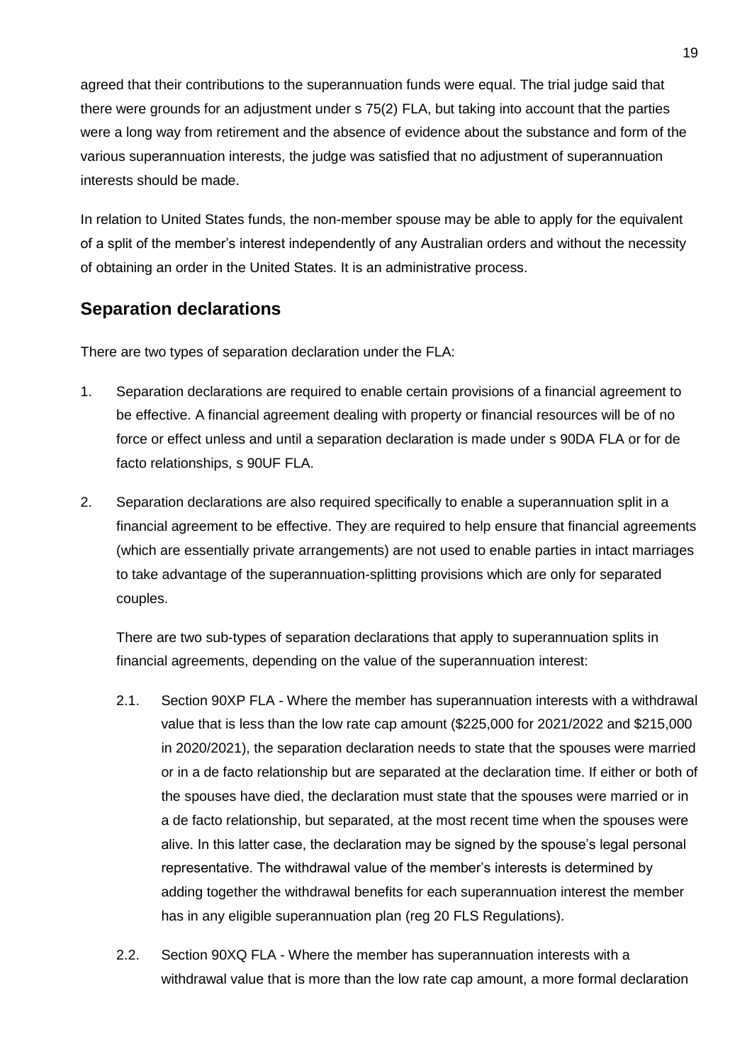agreed that their contributions to the superannuation funds were equal. The trial judge said that there were grounds for an adjustment under s 75(2) FLA, but taking into account that the parties were a long way from retirement and the absence of evidence about the substance and form of the various superannuation interests, the judge was satisfied that no adjustment of superannuation interests should be made.

In relation to United States funds, the non-member spouse may be able to apply for the equivalent of a split of the member's interest independently of any Australian orders and without the necessity of obtaining an order in the United States. It is an administrative process.

## Separation declarations

There are two types of separation declaration under the FLA:

1. Separation declarations are required to enable certain provisions of a financial agreement to be effective. A financial agreement dealing with property or financial resources will be of no force or effect unless and until a separation declaration is made under s 90DA FLA or for de facto relationships, s 90UF FLA.

2. Separation declarations are also required specifically to enable a superannuation split in a financial agreement to be effective. They are required to help ensure that financial agreements (which are essentially private arrangements) are not used to enable parties in intact marriages to take advantage of the superannuation-splitting provisions which are only for separated couples.

   There are two sub-types of separation declarations that apply to superannuation splits in financial agreements, depending on the value of the superannuation interest:

   2.1. Section 90XP FLA - Where the member has superannuation interests with a withdrawal value that is less than the low rate cap amount ($225,000 for 2021/2022 and $215,000 in 2020/2021), the separation declaration needs to state that the spouses were married or in a de facto relationship but are separated at the declaration time. If either or both of the spouses have died, the declaration must state that the spouses were married or in a de facto relationship, but separated, at the most recent time when the spouses were alive. In this latter case, the declaration may be signed by the spouse's legal personal representative. The withdrawal value of the member's interests is determined by adding together the withdrawal benefits for each superannuation interest the member has in any eligible superannuation plan (reg 20 FLS Regulations).

   2.2. Section 90XQ FLA - Where the member has superannuation interests with a withdrawal value that is more than the low rate cap amount, a more formal declaration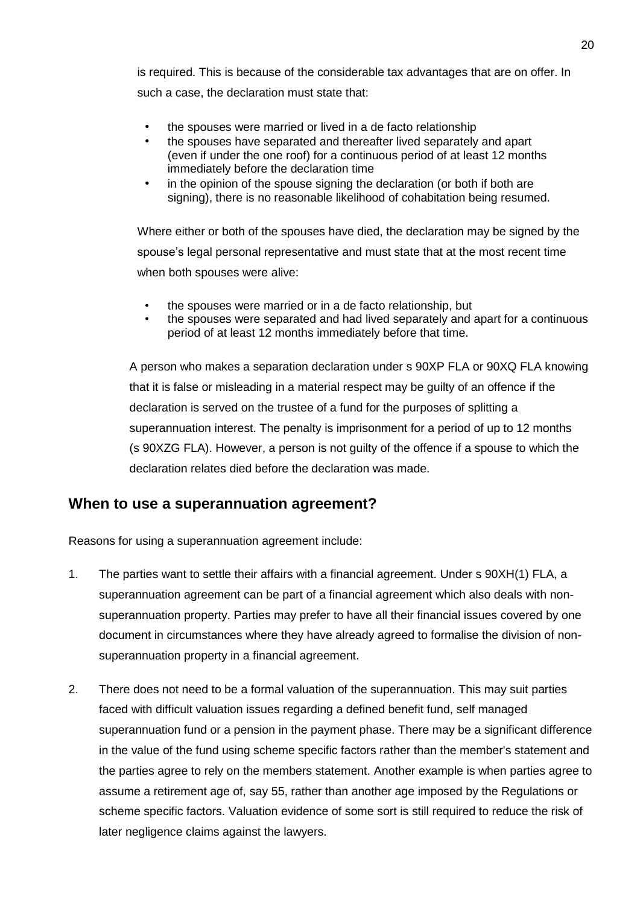is required. This is because of the considerable tax advantages that are on offer. In such a case, the declaration must state that:

- the spouses were married or lived in a de facto relationship
- the spouses have separated and thereafter lived separately and apart (even if under the one roof) for a continuous period of at least 12 months immediately before the declaration time
- in the opinion of the spouse signing the declaration (or both if both are signing), there is no reasonable likelihood of cohabitation being resumed.

Where either or both of the spouses have died, the declaration may be signed by the spouse's legal personal representative and must state that at the most recent time when both spouses were alive:

- the spouses were married or in a de facto relationship, but
- the spouses were separated and had lived separately and apart for a continuous period of at least 12 months immediately before that time.

A person who makes a separation declaration under s 90XP FLA or 90XQ FLA knowing that it is false or misleading in a material respect may be guilty of an offence if the declaration is served on the trustee of a fund for the purposes of splitting a superannuation interest. The penalty is imprisonment for a period of up to 12 months (s 90XZG FLA). However, a person is not guilty of the offence if a spouse to which the declaration relates died before the declaration was made.

## When to use a superannuation agreement?

Reasons for using a superannuation agreement include:

1. The parties want to settle their affairs with a financial agreement. Under s 90XH(1) FLA, a superannuation agreement can be part of a financial agreement which also deals with non-superannuation property. Parties may prefer to have all their financial issues covered by one document in circumstances where they have already agreed to formalise the division of non-superannuation property in a financial agreement.

2. There does not need to be a formal valuation of the superannuation. This may suit parties faced with difficult valuation issues regarding a defined benefit fund, self managed superannuation fund or a pension in the payment phase. There may be a significant difference in the value of the fund using scheme specific factors rather than the member's statement and the parties agree to rely on the members statement. Another example is when parties agree to assume a retirement age of, say 55, rather than another age imposed by the Regulations or scheme specific factors. Valuation evidence of some sort is still required to reduce the risk of later negligence claims against the lawyers.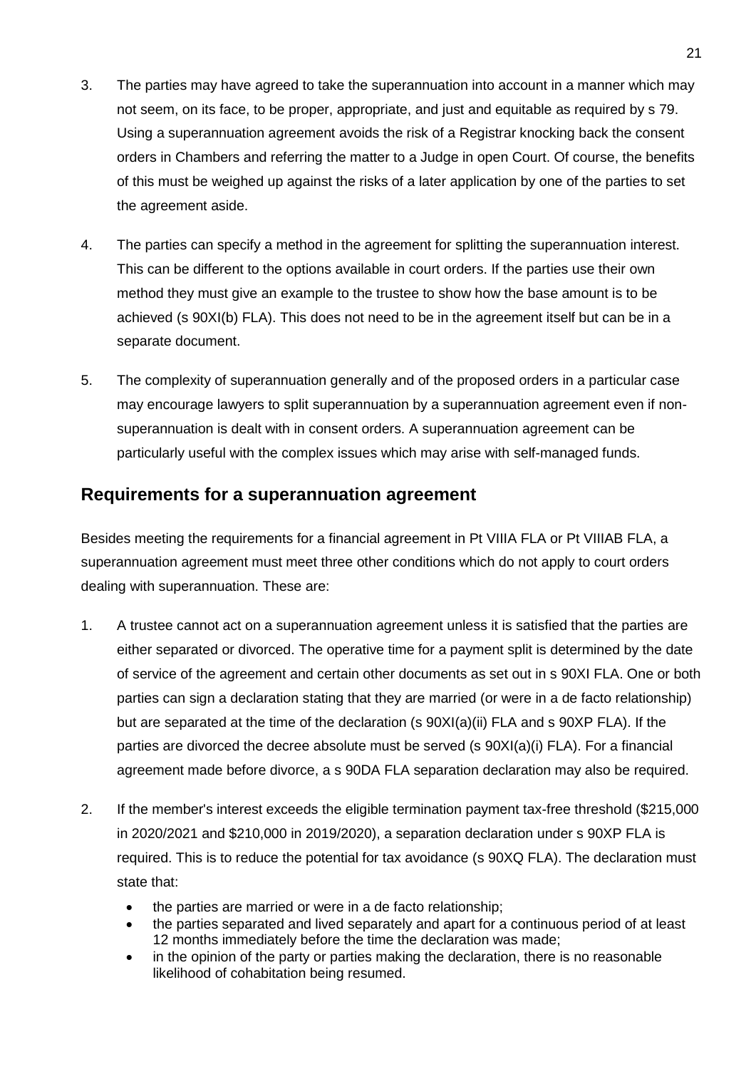3. The parties may have agreed to take the superannuation into account in a manner which may not seem, on its face, to be proper, appropriate, and just and equitable as required by s 79. Using a superannuation agreement avoids the risk of a Registrar knocking back the consent orders in Chambers and referring the matter to a Judge in open Court. Of course, the benefits of this must be weighed up against the risks of a later application by one of the parties to set the agreement aside.

4. The parties can specify a method in the agreement for splitting the superannuation interest. This can be different to the options available in court orders. If the parties use their own method they must give an example to the trustee to show how the base amount is to be achieved (s 90XI(b) FLA). This does not need to be in the agreement itself but can be in a separate document.

5. The complexity of superannuation generally and of the proposed orders in a particular case may encourage lawyers to split superannuation by a superannuation agreement even if non-superannuation is dealt with in consent orders. A superannuation agreement can be particularly useful with the complex issues which may arise with self-managed funds.

## Requirements for a superannuation agreement

Besides meeting the requirements for a financial agreement in Pt VIIIA FLA or Pt VIIIAB FLA, a superannuation agreement must meet three other conditions which do not apply to court orders dealing with superannuation. These are:

1. A trustee cannot act on a superannuation agreement unless it is satisfied that the parties are either separated or divorced. The operative time for a payment split is determined by the date of service of the agreement and certain other documents as set out in s 90XI FLA. One or both parties can sign a declaration stating that they are married (or were in a de facto relationship) but are separated at the time of the declaration (s 90XI(a)(ii) FLA and s 90XP FLA). If the parties are divorced the decree absolute must be served (s 90XI(a)(i) FLA). For a financial agreement made before divorce, a s 90DA FLA separation declaration may also be required.

2. If the member's interest exceeds the eligible termination payment tax-free threshold ($215,000 in 2020/2021 and $210,000 in 2019/2020), a separation declaration under s 90XP FLA is required. This is to reduce the potential for tax avoidance (s 90XQ FLA). The declaration must state that:
   - the parties are married or were in a de facto relationship;
   - the parties separated and lived separately and apart for a continuous period of at least 12 months immediately before the time the declaration was made;
   - in the opinion of the party or parties making the declaration, there is no reasonable likelihood of cohabitation being resumed.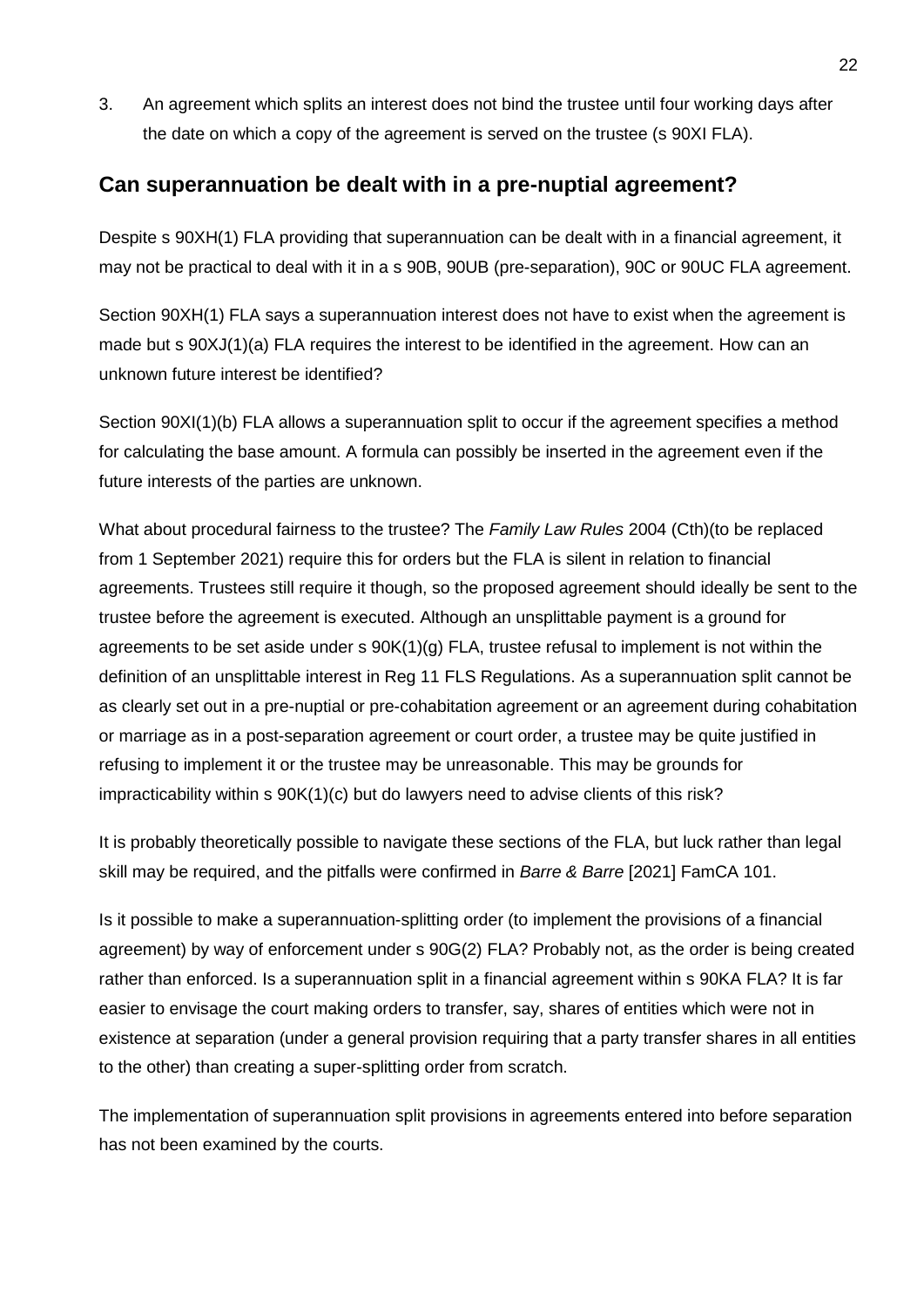3. An agreement which splits an interest does not bind the trustee until four working days after the date on which a copy of the agreement is served on the trustee (s 90XI FLA).

## Can superannuation be dealt with in a pre-nuptial agreement?

Despite s 90XH(1) FLA providing that superannuation can be dealt with in a financial agreement, it may not be practical to deal with it in a s 90B, 90UB (pre-separation), 90C or 90UC FLA agreement.

Section 90XH(1) FLA says a superannuation interest does not have to exist when the agreement is made but s 90XJ(1)(a) FLA requires the interest to be identified in the agreement. How can an unknown future interest be identified?

Section 90XI(1)(b) FLA allows a superannuation split to occur if the agreement specifies a method for calculating the base amount. A formula can possibly be inserted in the agreement even if the future interests of the parties are unknown.

What about procedural fairness to the trustee? The *Family Law Rules* 2004 (Cth)(to be replaced from 1 September 2021) require this for orders but the FLA is silent in relation to financial agreements. Trustees still require it though, so the proposed agreement should ideally be sent to the trustee before the agreement is executed. Although an unsplittable payment is a ground for agreements to be set aside under s 90K(1)(g) FLA, trustee refusal to implement is not within the definition of an unsplittable interest in Reg 11 FLS Regulations. As a superannuation split cannot be as clearly set out in a pre-nuptial or pre-cohabitation agreement or an agreement during cohabitation or marriage as in a post-separation agreement or court order, a trustee may be quite justified in refusing to implement it or the trustee may be unreasonable. This may be grounds for impracticability within s 90K(1)(c) but do lawyers need to advise clients of this risk?

It is probably theoretically possible to navigate these sections of the FLA, but luck rather than legal skill may be required, and the pitfalls were confirmed in *Barre & Barre* [2021] FamCA 101.

Is it possible to make a superannuation-splitting order (to implement the provisions of a financial agreement) by way of enforcement under s 90G(2) FLA? Probably not, as the order is being created rather than enforced. Is a superannuation split in a financial agreement within s 90KA FLA? It is far easier to envisage the court making orders to transfer, say, shares of entities which were not in existence at separation (under a general provision requiring that a party transfer shares in all entities to the other) than creating a super-splitting order from scratch.

The implementation of superannuation split provisions in agreements entered into before separation has not been examined by the courts.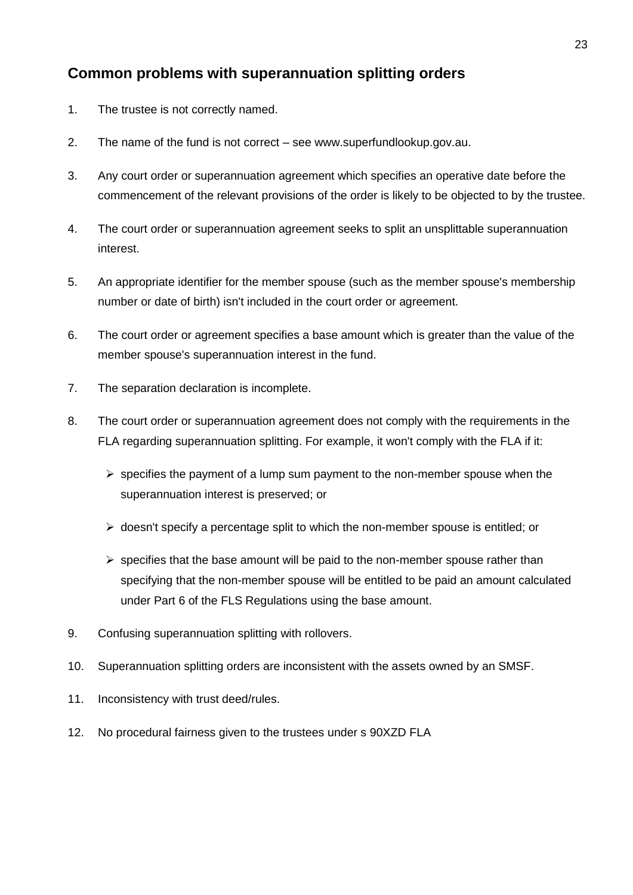## Common problems with superannuation splitting orders

1. The trustee is not correctly named.
2. The name of the fund is not correct – see www.superfundlookup.gov.au.
3. Any court order or superannuation agreement which specifies an operative date before the commencement of the relevant provisions of the order is likely to be objected to by the trustee.
4. The court order or superannuation agreement seeks to split an unsplittable superannuation interest.
5. An appropriate identifier for the member spouse (such as the member spouse's membership number or date of birth) isn't included in the court order or agreement.
6. The court order or agreement specifies a base amount which is greater than the value of the member spouse's superannuation interest in the fund.
7. The separation declaration is incomplete.
8. The court order or superannuation agreement does not comply with the requirements in the FLA regarding superannuation splitting. For example, it won't comply with the FLA if it:
   - specifies the payment of a lump sum payment to the non-member spouse when the superannuation interest is preserved; or
   - doesn't specify a percentage split to which the non-member spouse is entitled; or
   - specifies that the base amount will be paid to the non-member spouse rather than specifying that the non-member spouse will be entitled to be paid an amount calculated under Part 6 of the FLS Regulations using the base amount.
9. Confusing superannuation splitting with rollovers.
10. Superannuation splitting orders are inconsistent with the assets owned by an SMSF.
11. Inconsistency with trust deed/rules.
12. No procedural fairness given to the trustees under s 90XZD FLA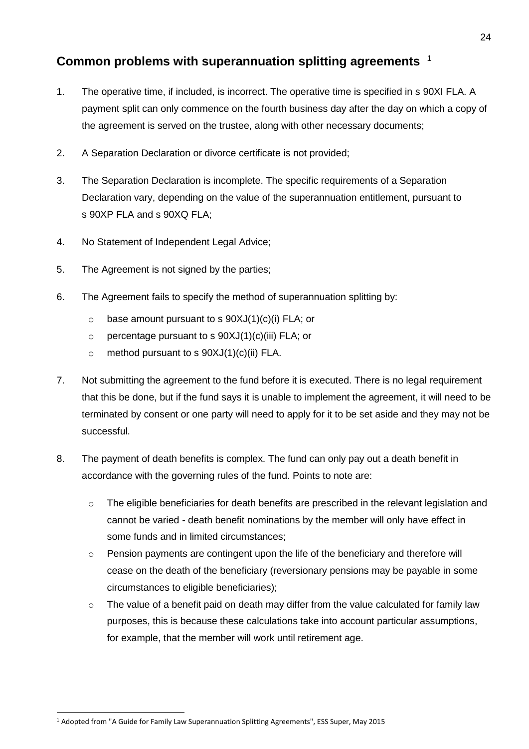## Common problems with superannuation splitting agreements [1]

1. The operative time, if included, is incorrect. The operative time is specified in s 90XI FLA. A payment split can only commence on the fourth business day after the day on which a copy of the agreement is served on the trustee, along with other necessary documents;
2. A Separation Declaration or divorce certificate is not provided;
3. The Separation Declaration is incomplete. The specific requirements of a Separation Declaration vary, depending on the value of the superannuation entitlement, pursuant to s 90XP FLA and s 90XQ FLA;
4. No Statement of Independent Legal Advice;
5. The Agreement is not signed by the parties;
6. The Agreement fails to specify the method of superannuation splitting by:
   - base amount pursuant to s 90XJ(1)(c)(i) FLA; or
   - percentage pursuant to s 90XJ(1)(c)(iii) FLA; or
   - method pursuant to s 90XJ(1)(c)(ii) FLA.
7. Not submitting the agreement to the fund before it is executed. There is no legal requirement that this be done, but if the fund says it is unable to implement the agreement, it will need to be terminated by consent or one party will need to apply for it to be set aside and they may not be successful.
8. The payment of death benefits is complex. The fund can only pay out a death benefit in accordance with the governing rules of the fund. Points to note are:
   - The eligible beneficiaries for death benefits are prescribed in the relevant legislation and cannot be varied - death benefit nominations by the member will only have effect in some funds and in limited circumstances;
   - Pension payments are contingent upon the life of the beneficiary and therefore will cease on the death of the beneficiary (reversionary pensions may be payable in some circumstances to eligible beneficiaries);
   - The value of a benefit paid on death may differ from the value calculated for family law purposes, this is because these calculations take into account particular assumptions, for example, that the member will work until retirement age.

[1] Adopted from "A Guide for Family Law Superannuation Splitting Agreements", ESS Super, May 2015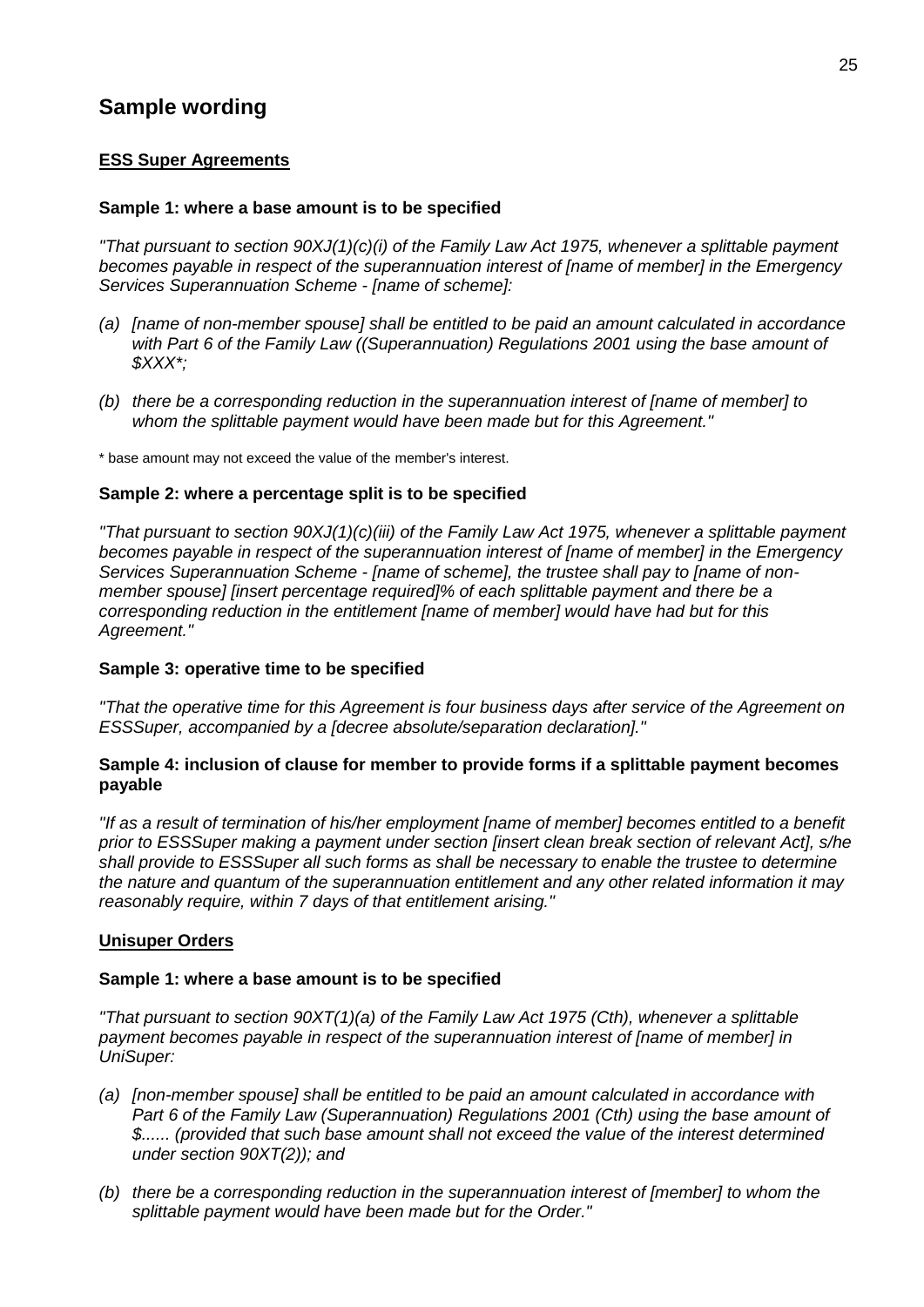## Sample wording

**ESS Super Agreements**

### Sample 1: where a base amount is to be specified

*"That pursuant to section 90XJ(1)(c)(i) of the Family Law Act 1975, whenever a splittable payment becomes payable in respect of the superannuation interest of [name of member] in the Emergency Services Superannuation Scheme - [name of scheme]:*

*(a) [name of non-member spouse] shall be entitled to be paid an amount calculated in accordance with Part 6 of the Family Law ((Superannuation) Regulations 2001 using the base amount of $XXX*;*

*(b) there be a corresponding reduction in the superannuation interest of [name of member] to whom the splittable payment would have been made but for this Agreement."*

* base amount may not exceed the value of the member's interest.

### Sample 2: where a percentage split is to be specified

*"That pursuant to section 90XJ(1)(c)(iii) of the Family Law Act 1975, whenever a splittable payment becomes payable in respect of the superannuation interest of [name of member] in the Emergency Services Superannuation Scheme - [name of scheme], the trustee shall pay to [name of non-member spouse] [insert percentage required]% of each splittable payment and there be a corresponding reduction in the entitlement [name of member] would have had but for this Agreement."*

### Sample 3: operative time to be specified

*"That the operative time for this Agreement is four business days after service of the Agreement on ESSSuper, accompanied by a [decree absolute/separation declaration]."*

### Sample 4: inclusion of clause for member to provide forms if a splittable payment becomes payable

*"If as a result of termination of his/her employment [name of member] becomes entitled to a benefit prior to ESSSuper making a payment under section [insert clean break section of relevant Act], s/he shall provide to ESSSuper all such forms as shall be necessary to enable the trustee to determine the nature and quantum of the superannuation entitlement and any other related information it may reasonably require, within 7 days of that entitlement arising."*

**Unisuper Orders**

### Sample 1: where a base amount is to be specified

*"That pursuant to section 90XT(1)(a) of the Family Law Act 1975 (Cth), whenever a splittable payment becomes payable in respect of the superannuation interest of [name of member] in UniSuper:*

*(a) [non-member spouse] shall be entitled to be paid an amount calculated in accordance with Part 6 of the Family Law (Superannuation) Regulations 2001 (Cth) using the base amount of $...... (provided that such base amount shall not exceed the value of the interest determined under section 90XT(2)); and*

*(b) there be a corresponding reduction in the superannuation interest of [member] to whom the splittable payment would have been made but for the Order."*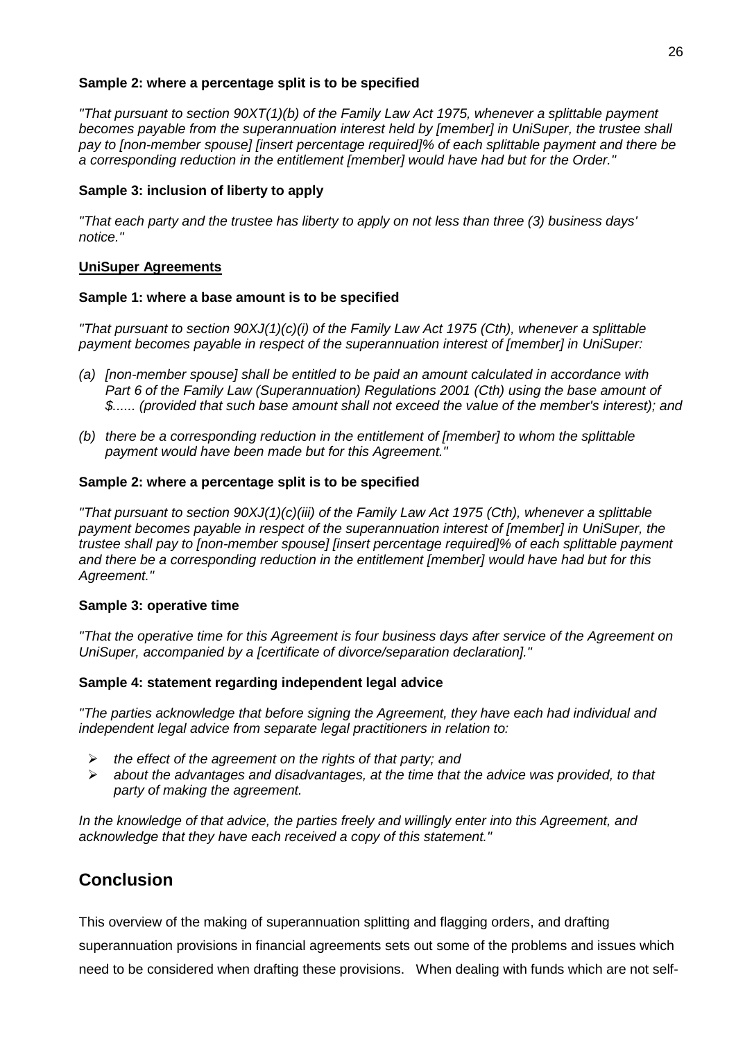**Sample 2: where a percentage split is to be specified**

*"That pursuant to section 90XT(1)(b) of the Family Law Act 1975, whenever a splittable payment becomes payable from the superannuation interest held by [member] in UniSuper, the trustee shall pay to [non-member spouse] [insert percentage required]% of each splittable payment and there be a corresponding reduction in the entitlement [member] would have had but for the Order."*

**Sample 3: inclusion of liberty to apply**

*"That each party and the trustee has liberty to apply on not less than three (3) business days' notice."*

**UniSuper Agreements**

**Sample 1: where a base amount is to be specified**

*"That pursuant to section 90XJ(1)(c)(i) of the Family Law Act 1975 (Cth), whenever a splittable payment becomes payable in respect of the superannuation interest of [member] in UniSuper:*

*(a) [non-member spouse] shall be entitled to be paid an amount calculated in accordance with Part 6 of the Family Law (Superannuation) Regulations 2001 (Cth) using the base amount of $...... (provided that such base amount shall not exceed the value of the member's interest); and*

*(b) there be a corresponding reduction in the entitlement of [member] to whom the splittable payment would have been made but for this Agreement."*

**Sample 2: where a percentage split is to be specified**

*"That pursuant to section 90XJ(1)(c)(iii) of the Family Law Act 1975 (Cth), whenever a splittable payment becomes payable in respect of the superannuation interest of [member] in UniSuper, the trustee shall pay to [non-member spouse] [insert percentage required]% of each splittable payment and there be a corresponding reduction in the entitlement [member] would have had but for this Agreement."*

**Sample 3: operative time**

*"That the operative time for this Agreement is four business days after service of the Agreement on UniSuper, accompanied by a [certificate of divorce/separation declaration]."*

**Sample 4: statement regarding independent legal advice**

*"The parties acknowledge that before signing the Agreement, they have each had individual and independent legal advice from separate legal practitioners in relation to:*

- *the effect of the agreement on the rights of that party; and*
- *about the advantages and disadvantages, at the time that the advice was provided, to that party of making the agreement.*

*In the knowledge of that advice, the parties freely and willingly enter into this Agreement, and acknowledge that they have each received a copy of this statement."*

## Conclusion

This overview of the making of superannuation splitting and flagging orders, and drafting superannuation provisions in financial agreements sets out some of the problems and issues which need to be considered when drafting these provisions. When dealing with funds which are not self-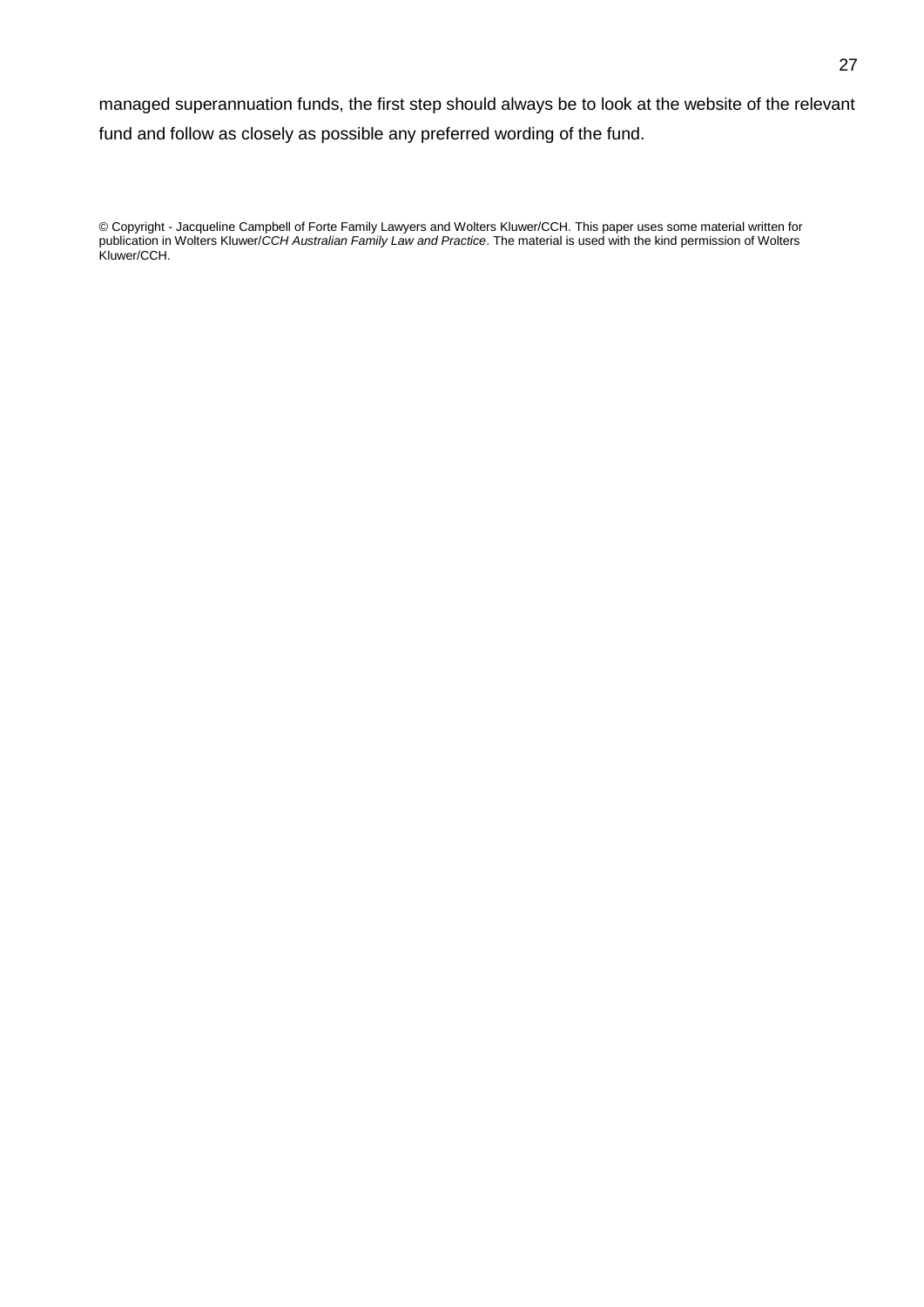managed superannuation funds, the first step should always be to look at the website of the relevant fund and follow as closely as possible any preferred wording of the fund.

© Copyright - Jacqueline Campbell of Forte Family Lawyers and Wolters Kluwer/CCH. This paper uses some material written for publication in Wolters Kluwer/*CCH Australian Family Law and Practice*. The material is used with the kind permission of Wolters Kluwer/CCH.